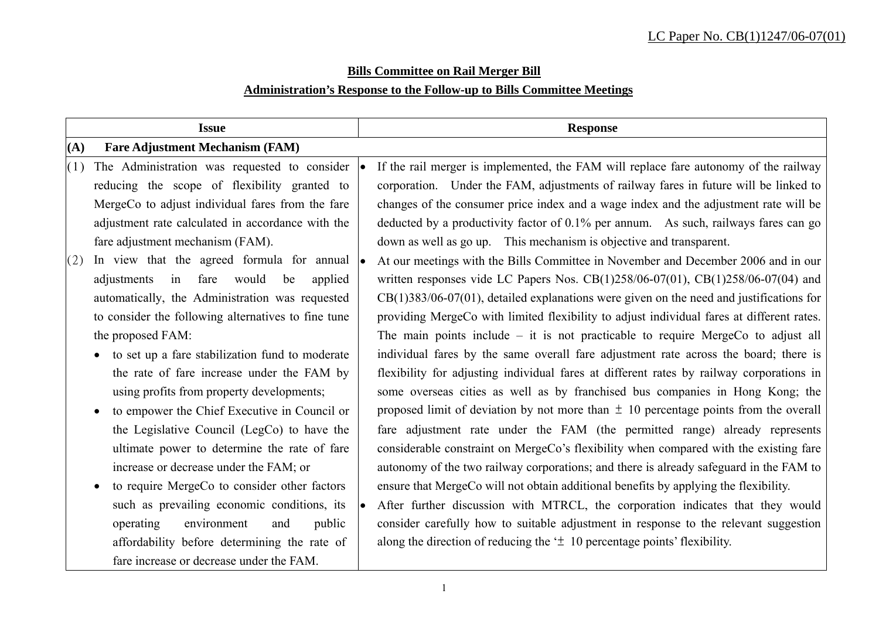LC Paper No. CB(1)1247/06-07(01)

**Bills Committee on Rail Merger Bill**

**Administration's Response to the Follow-up to Bills Committee Meetings**

| Issue | Response |
|---|---|
| **(A) Fare Adjustment Mechanism (FAM)** | |
| (1) The Administration was requested to consider reducing the scope of flexibility granted to MergeCo to adjust individual fares from the fare adjustment rate calculated in accordance with the fare adjustment mechanism (FAM).<br>(2) In view that the agreed formula for annual adjustments in fare would be applied automatically, the Administration was requested to consider the following alternatives to fine tune the proposed FAM:<br>• to set up a fare stabilization fund to moderate the rate of fare increase under the FAM by using profits from property developments;<br>• to empower the Chief Executive in Council or the Legislative Council (LegCo) to have the ultimate power to determine the rate of fare increase or decrease under the FAM; or<br>• to require MergeCo to consider other factors such as prevailing economic conditions, its operating environment and public affordability before determining the rate of fare increase or decrease under the FAM. | • If the rail merger is implemented, the FAM will replace fare autonomy of the railway corporation. Under the FAM, adjustments of railway fares in future will be linked to changes of the consumer price index and a wage index and the adjustment rate will be deducted by a productivity factor of 0.1% per annum. As such, railways fares can go down as well as go up. This mechanism is objective and transparent.<br>• At our meetings with the Bills Committee in November and December 2006 and in our written responses vide LC Papers Nos. CB(1)258/06-07(01), CB(1)258/06-07(04) and CB(1)383/06-07(01), detailed explanations were given on the need and justifications for providing MergeCo with limited flexibility to adjust individual fares at different rates. The main points include – it is not practicable to require MergeCo to adjust all individual fares by the same overall fare adjustment rate across the board; there is flexibility for adjusting individual fares at different rates by railway corporations in some overseas cities as well as by franchised bus companies in Hong Kong; the proposed limit of deviation by not more than ± 10 percentage points from the overall fare adjustment rate under the FAM (the permitted range) already represents considerable constraint on MergeCo's flexibility when compared with the existing fare autonomy of the two railway corporations; and there is already safeguard in the FAM to ensure that MergeCo will not obtain additional benefits by applying the flexibility.<br>• After further discussion with MTRCL, the corporation indicates that they would consider carefully how to suitable adjustment in response to the relevant suggestion along the direction of reducing the '± 10 percentage points' flexibility. |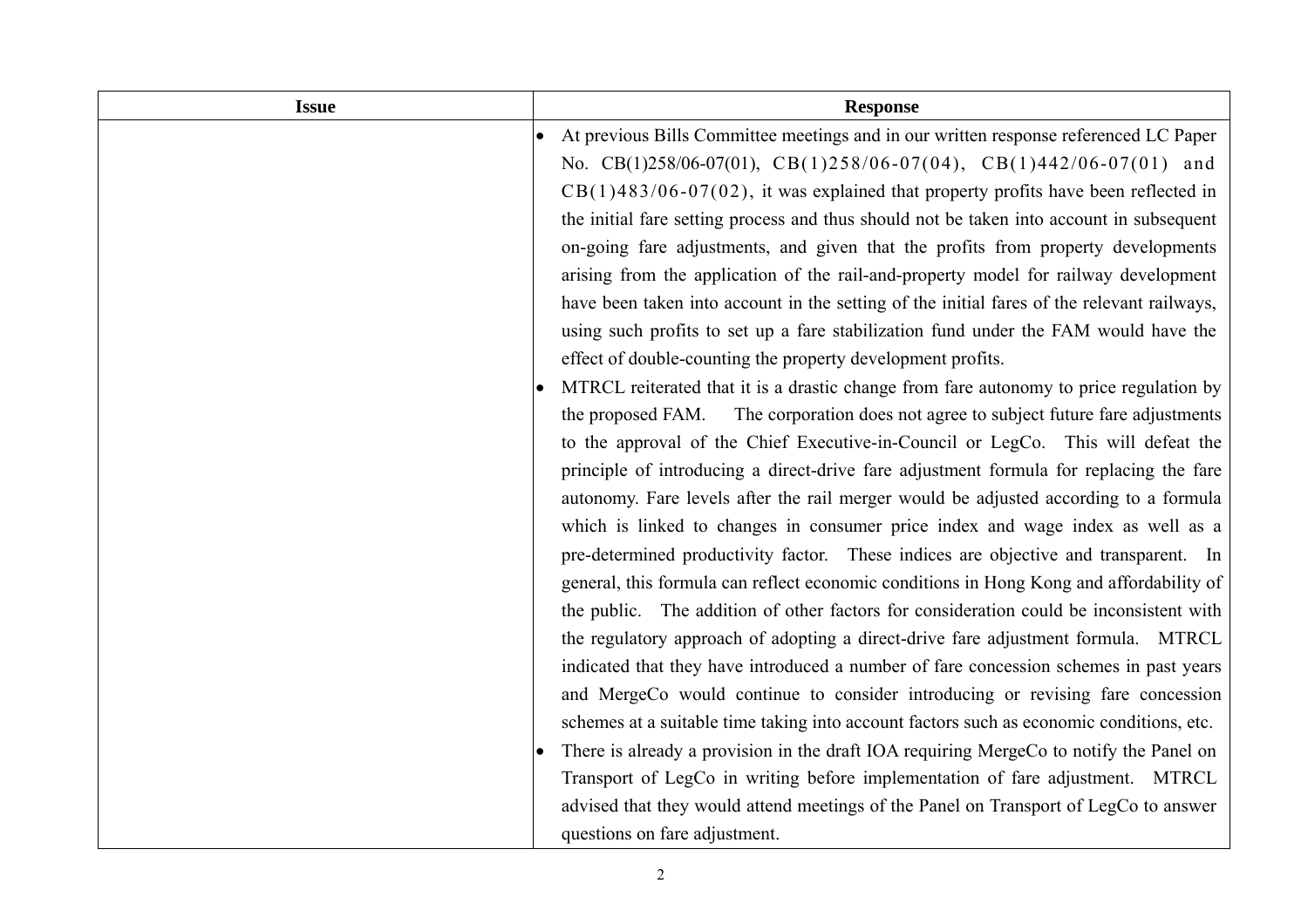| Issue | Response |
| --- | --- |
| | • At previous Bills Committee meetings and in our written response referenced LC Paper No. CB(1)258/06-07(01), CB(1)258/06-07(04), CB(1)442/06-07(01) and CB(1)483/06-07(02), it was explained that property profits have been reflected in the initial fare setting process and thus should not be taken into account in subsequent on-going fare adjustments, and given that the profits from property developments arising from the application of the rail-and-property model for railway development have been taken into account in the setting of the initial fares of the relevant railways, using such profits to set up a fare stabilization fund under the FAM would have the effect of double-counting the property development profits.<br>• MTRCL reiterated that it is a drastic change from fare autonomy to price regulation by the proposed FAM. The corporation does not agree to subject future fare adjustments to the approval of the Chief Executive-in-Council or LegCo. This will defeat the principle of introducing a direct-drive fare adjustment formula for replacing the fare autonomy. Fare levels after the rail merger would be adjusted according to a formula which is linked to changes in consumer price index and wage index as well as a pre-determined productivity factor. These indices are objective and transparent. In general, this formula can reflect economic conditions in Hong Kong and affordability of the public. The addition of other factors for consideration could be inconsistent with the regulatory approach of adopting a direct-drive fare adjustment formula. MTRCL indicated that they have introduced a number of fare concession schemes in past years and MergeCo would continue to consider introducing or revising fare concession schemes at a suitable time taking into account factors such as economic conditions, etc.<br>• There is already a provision in the draft IOA requiring MergeCo to notify the Panel on Transport of LegCo in writing before implementation of fare adjustment. MTRCL advised that they would attend meetings of the Panel on Transport of LegCo to answer questions on fare adjustment. |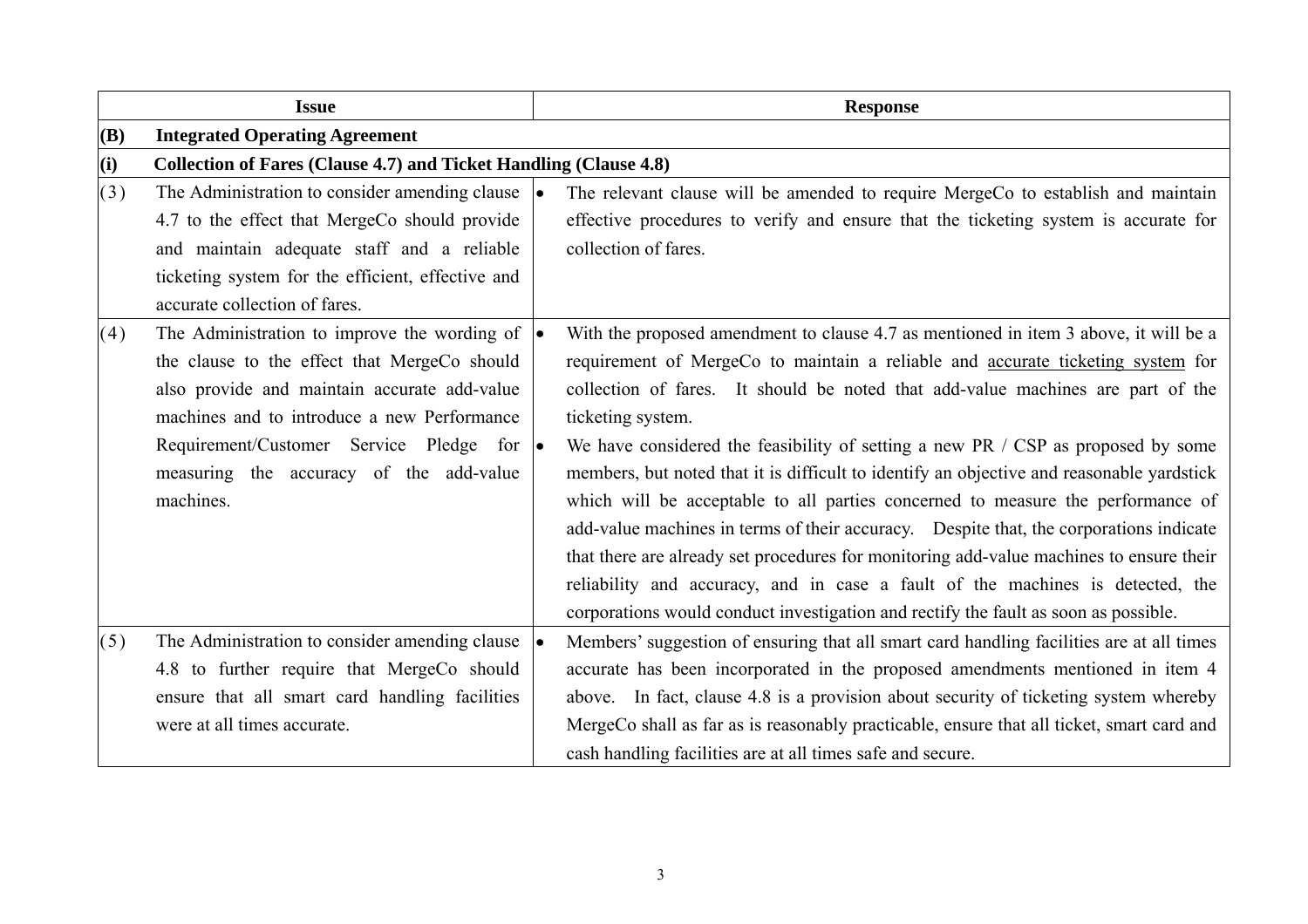| Issue | | Response |
|---|---|---|
| **(B)** | **Integrated Operating Agreement** | |
| **(i)** | **Collection of Fares (Clause 4.7) and Ticket Handling (Clause 4.8)** | |
| (3) | The Administration to consider amending clause 4.7 to the effect that MergeCo should provide and maintain adequate staff and a reliable ticketing system for the efficient, effective and accurate collection of fares. | • The relevant clause will be amended to require MergeCo to establish and maintain effective procedures to verify and ensure that the ticketing system is accurate for collection of fares. |
| (4) | The Administration to improve the wording of the clause to the effect that MergeCo should also provide and maintain accurate add-value machines and to introduce a new Performance Requirement/Customer Service Pledge for measuring the accuracy of the add-value machines. | • With the proposed amendment to clause 4.7 as mentioned in item 3 above, it will be a requirement of MergeCo to maintain a reliable and <u>accurate ticketing system</u> for collection of fares. It should be noted that add-value machines are part of the ticketing system.<br>• We have considered the feasibility of setting a new PR / CSP as proposed by some members, but noted that it is difficult to identify an objective and reasonable yardstick which will be acceptable to all parties concerned to measure the performance of add-value machines in terms of their accuracy. Despite that, the corporations indicate that there are already set procedures for monitoring add-value machines to ensure their reliability and accuracy, and in case a fault of the machines is detected, the corporations would conduct investigation and rectify the fault as soon as possible. |
| (5) | The Administration to consider amending clause 4.8 to further require that MergeCo should ensure that all smart card handling facilities were at all times accurate. | • Members' suggestion of ensuring that all smart card handling facilities are at all times accurate has been incorporated in the proposed amendments mentioned in item 4 above. In fact, clause 4.8 is a provision about security of ticketing system whereby MergeCo shall as far as is reasonably practicable, ensure that all ticket, smart card and cash handling facilities are at all times safe and secure. |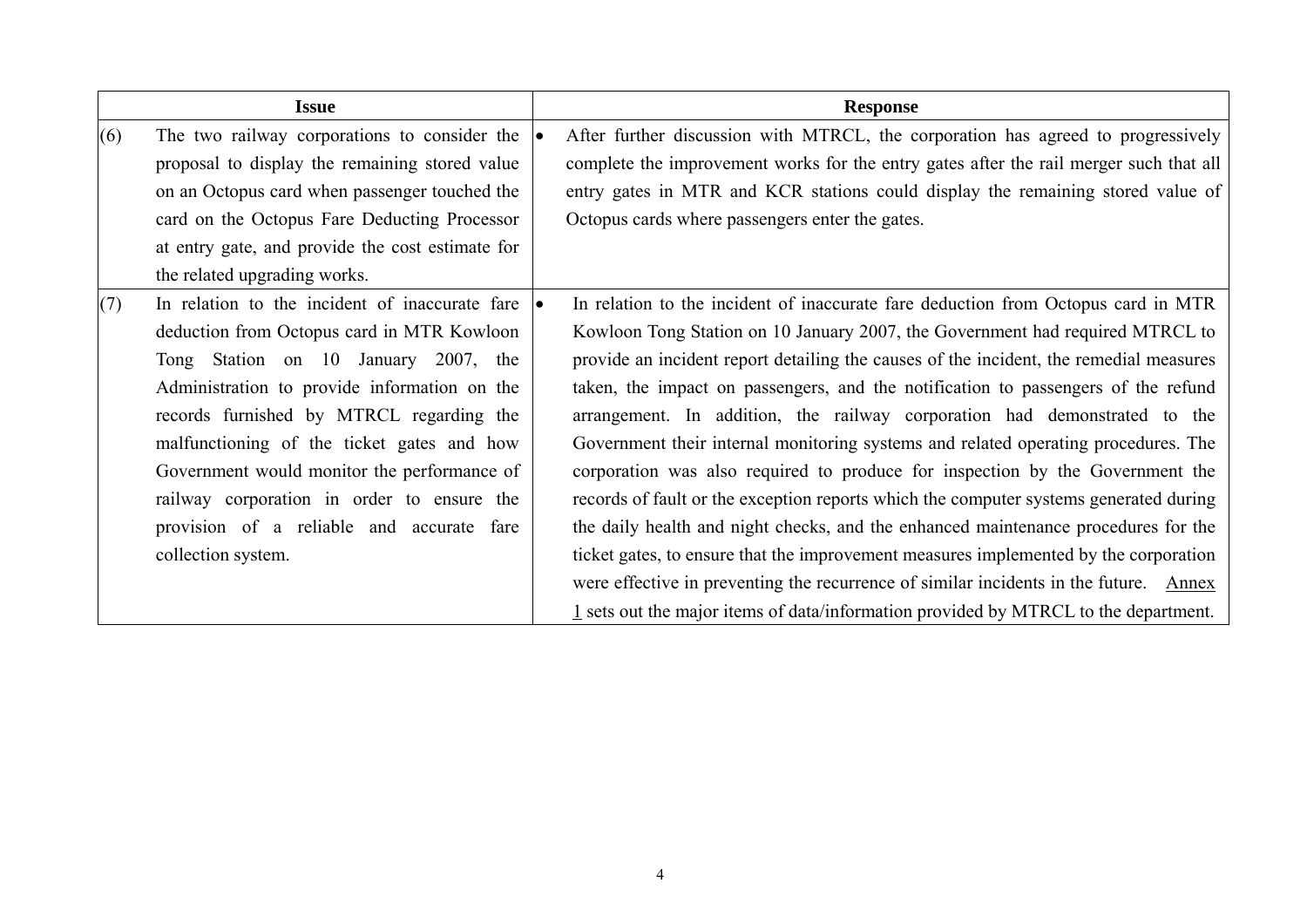| Issue | Response |
|---|---|
| (6) The two railway corporations to consider the proposal to display the remaining stored value on an Octopus card when passenger touched the card on the Octopus Fare Deducting Processor at entry gate, and provide the cost estimate for the related upgrading works. | • After further discussion with MTRCL, the corporation has agreed to progressively complete the improvement works for the entry gates after the rail merger such that all entry gates in MTR and KCR stations could display the remaining stored value of Octopus cards where passengers enter the gates. |
| (7) In relation to the incident of inaccurate fare deduction from Octopus card in MTR Kowloon Tong Station on 10 January 2007, the Administration to provide information on the records furnished by MTRCL regarding the malfunctioning of the ticket gates and how Government would monitor the performance of railway corporation in order to ensure the provision of a reliable and accurate fare collection system. | • In relation to the incident of inaccurate fare deduction from Octopus card in MTR Kowloon Tong Station on 10 January 2007, the Government had required MTRCL to provide an incident report detailing the causes of the incident, the remedial measures taken, the impact on passengers, and the notification to passengers of the refund arrangement. In addition, the railway corporation had demonstrated to the Government their internal monitoring systems and related operating procedures. The corporation was also required to produce for inspection by the Government the records of fault or the exception reports which the computer systems generated during the daily health and night checks, and the enhanced maintenance procedures for the ticket gates, to ensure that the improvement measures implemented by the corporation were effective in preventing the recurrence of similar incidents in the future. Annex 1 sets out the major items of data/information provided by MTRCL to the department. |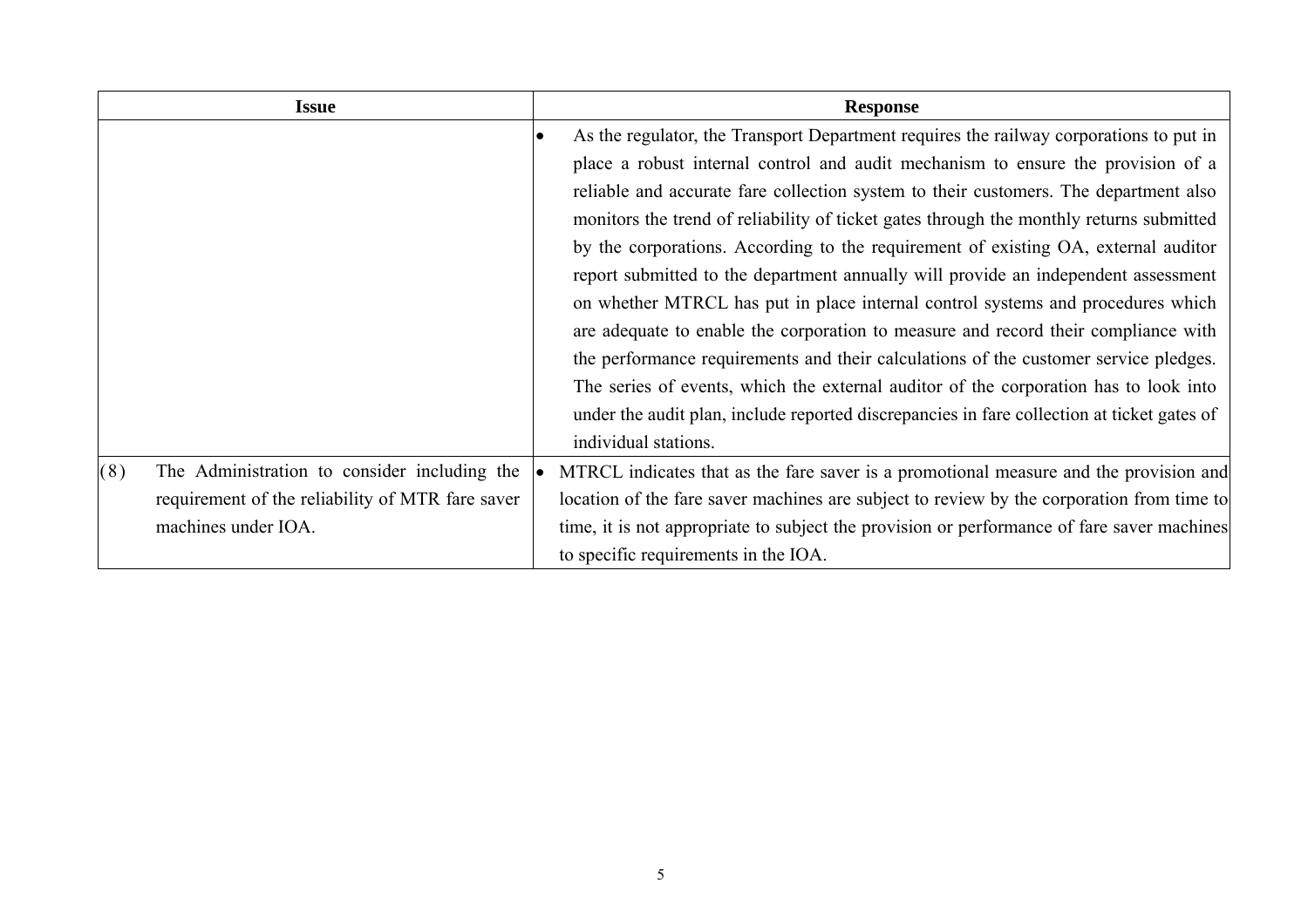| Issue | Response |
|---|---|
| | • As the regulator, the Transport Department requires the railway corporations to put in place a robust internal control and audit mechanism to ensure the provision of a reliable and accurate fare collection system to their customers. The department also monitors the trend of reliability of ticket gates through the monthly returns submitted by the corporations. According to the requirement of existing OA, external auditor report submitted to the department annually will provide an independent assessment on whether MTRCL has put in place internal control systems and procedures which are adequate to enable the corporation to measure and record their compliance with the performance requirements and their calculations of the customer service pledges. The series of events, which the external auditor of the corporation has to look into under the audit plan, include reported discrepancies in fare collection at ticket gates of individual stations. |
| (8) The Administration to consider including the requirement of the reliability of MTR fare saver machines under IOA. | • MTRCL indicates that as the fare saver is a promotional measure and the provision and location of the fare saver machines are subject to review by the corporation from time to time, it is not appropriate to subject the provision or performance of fare saver machines to specific requirements in the IOA. |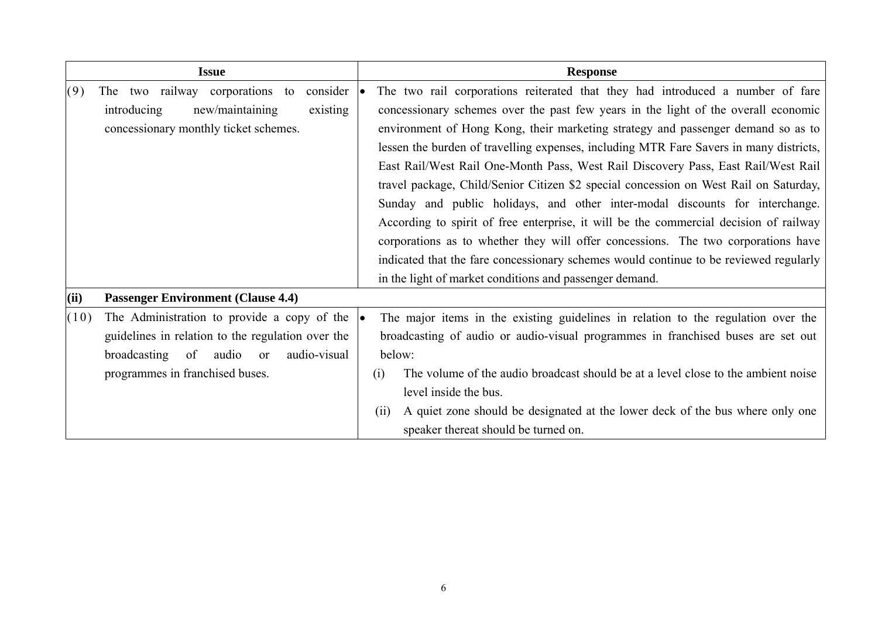| Issue | Response |
|---|---|
| (9) The two railway corporations to consider introducing new/maintaining existing concessionary monthly ticket schemes. | • The two rail corporations reiterated that they had introduced a number of fare concessionary schemes over the past few years in the light of the overall economic environment of Hong Kong, their marketing strategy and passenger demand so as to lessen the burden of travelling expenses, including MTR Fare Savers in many districts, East Rail/West Rail One-Month Pass, West Rail Discovery Pass, East Rail/West Rail travel package, Child/Senior Citizen $2 special concession on West Rail on Saturday, Sunday and public holidays, and other inter-modal discounts for interchange. According to spirit of free enterprise, it will be the commercial decision of railway corporations as to whether they will offer concessions. The two corporations have indicated that the fare concessionary schemes would continue to be reviewed regularly in the light of market conditions and passenger demand. |
| **(ii) Passenger Environment (Clause 4.4)** | |
| (10) The Administration to provide a copy of the guidelines in relation to the regulation over the broadcasting of audio or audio-visual programmes in franchised buses. | • The major items in the existing guidelines in relation to the regulation over the broadcasting of audio or audio-visual programmes in franchised buses are set out below:<br>(i) The volume of the audio broadcast should be at a level close to the ambient noise level inside the bus.<br>(ii) A quiet zone should be designated at the lower deck of the bus where only one speaker thereat should be turned on. |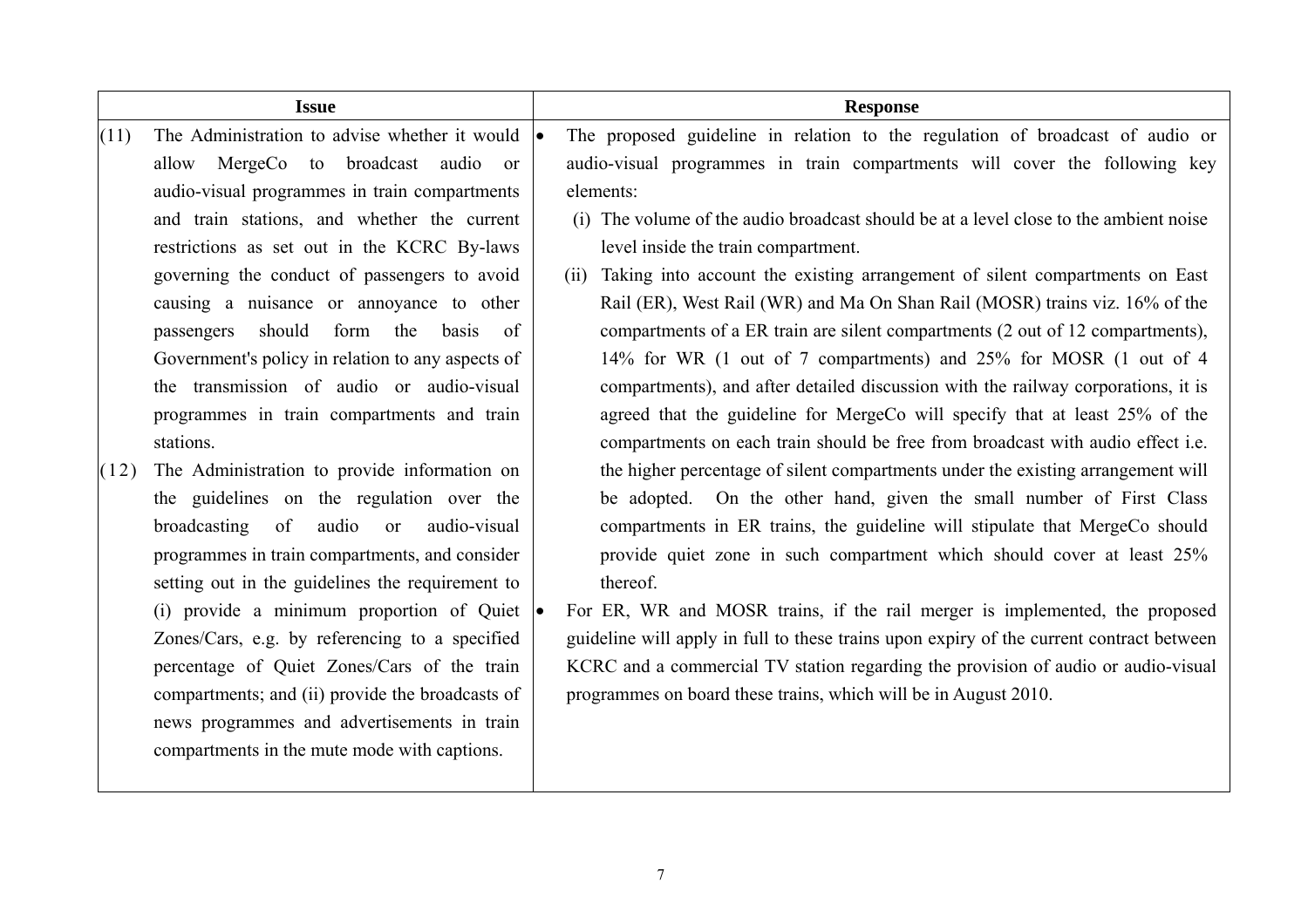| Issue | Response |
|---|---|
| (11) The Administration to advise whether it would allow MergeCo to broadcast audio or audio-visual programmes in train compartments and train stations, and whether the current restrictions as set out in the KCRC By-laws governing the conduct of passengers to avoid causing a nuisance or annoyance to other passengers should form the basis of Government's policy in relation to any aspects of the transmission of audio or audio-visual programmes in train compartments and train stations.<br><br>(12) The Administration to provide information on the guidelines on the regulation over the broadcasting of audio or audio-visual programmes in train compartments, and consider setting out in the guidelines the requirement to (i) provide a minimum proportion of Quiet Zones/Cars, e.g. by referencing to a specified percentage of Quiet Zones/Cars of the train compartments; and (ii) provide the broadcasts of news programmes and advertisements in train compartments in the mute mode with captions. | • The proposed guideline in relation to the regulation of broadcast of audio or audio-visual programmes in train compartments will cover the following key elements:<br>(i) The volume of the audio broadcast should be at a level close to the ambient noise level inside the train compartment.<br>(ii) Taking into account the existing arrangement of silent compartments on East Rail (ER), West Rail (WR) and Ma On Shan Rail (MOSR) trains viz. 16% of the compartments of a ER train are silent compartments (2 out of 12 compartments), 14% for WR (1 out of 7 compartments) and 25% for MOSR (1 out of 4 compartments), and after detailed discussion with the railway corporations, it is agreed that the guideline for MergeCo will specify that at least 25% of the compartments on each train should be free from broadcast with audio effect i.e. the higher percentage of silent compartments under the existing arrangement will be adopted. On the other hand, given the small number of First Class compartments in ER trains, the guideline will stipulate that MergeCo should provide quiet zone in such compartment which should cover at least 25% thereof.<br><br>• For ER, WR and MOSR trains, if the rail merger is implemented, the proposed guideline will apply in full to these trains upon expiry of the current contract between KCRC and a commercial TV station regarding the provision of audio or audio-visual programmes on board these trains, which will be in August 2010. |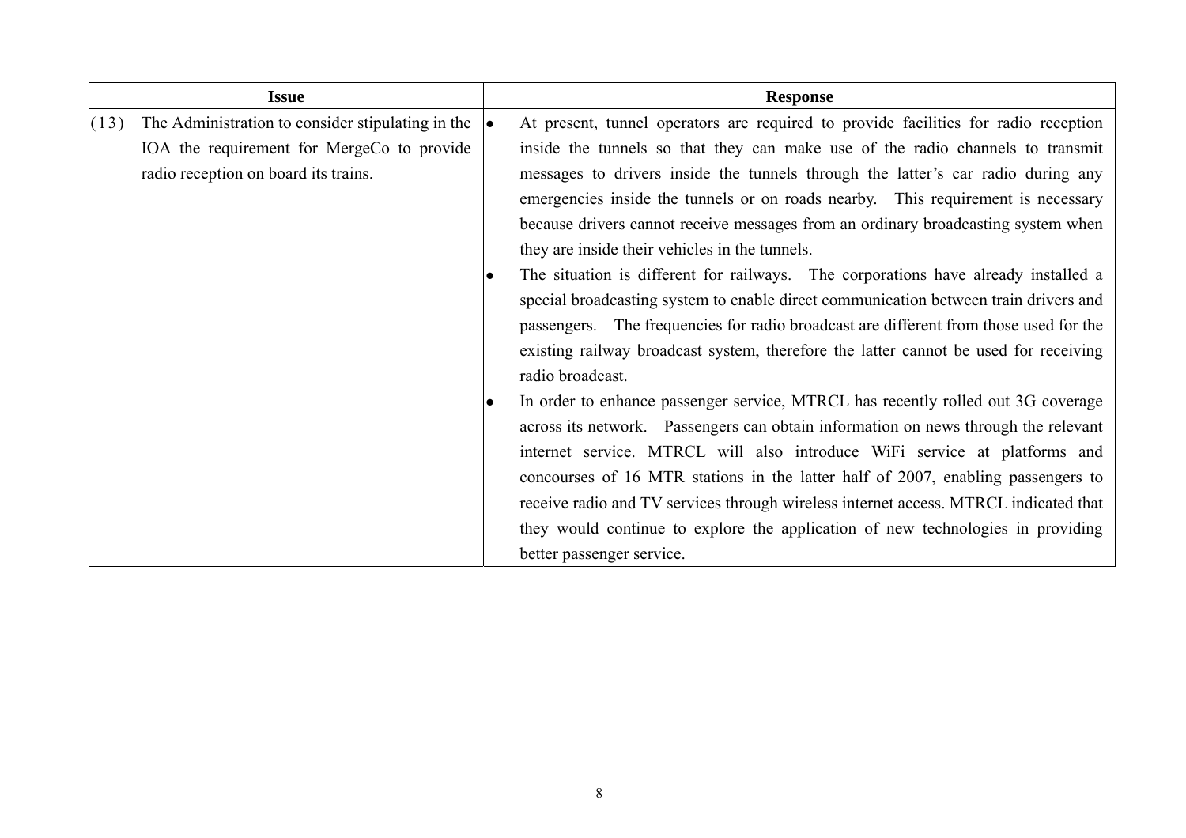| Issue | Response |
|---|---|
| (13) The Administration to consider stipulating in the IOA the requirement for MergeCo to provide radio reception on board its trains. | • At present, tunnel operators are required to provide facilities for radio reception inside the tunnels so that they can make use of the radio channels to transmit messages to drivers inside the tunnels through the latter's car radio during any emergencies inside the tunnels or on roads nearby. This requirement is necessary because drivers cannot receive messages from an ordinary broadcasting system when they are inside their vehicles in the tunnels.<br>• The situation is different for railways. The corporations have already installed a special broadcasting system to enable direct communication between train drivers and passengers. The frequencies for radio broadcast are different from those used for the existing railway broadcast system, therefore the latter cannot be used for receiving radio broadcast.<br>• In order to enhance passenger service, MTRCL has recently rolled out 3G coverage across its network. Passengers can obtain information on news through the relevant internet service. MTRCL will also introduce WiFi service at platforms and concourses of 16 MTR stations in the latter half of 2007, enabling passengers to receive radio and TV services through wireless internet access. MTRCL indicated that they would continue to explore the application of new technologies in providing better passenger service. |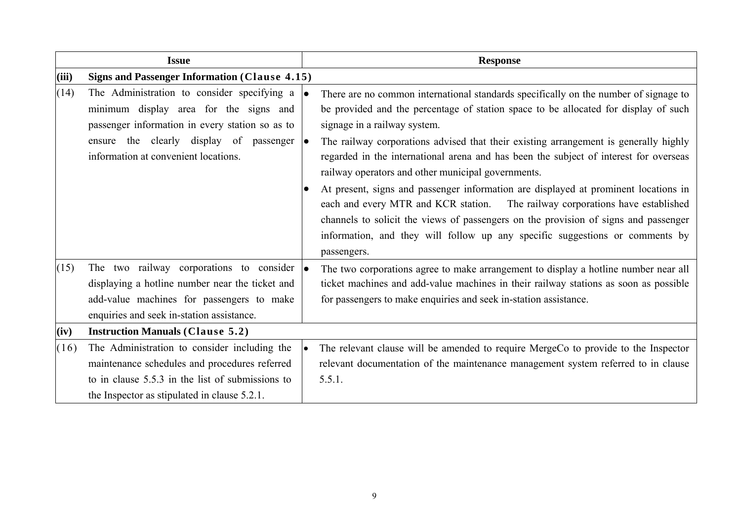| Issue | | Response |
|---|---|---|
| **(iii)** | **Signs and Passenger Information (Clause 4.15)** | |
| (14) | The Administration to consider specifying a minimum display area for the signs and passenger information in every station so as to ensure the clearly display of passenger information at convenient locations. | • There are no common international standards specifically on the number of signage to be provided and the percentage of station space to be allocated for display of such signage in a railway system.<br>• The railway corporations advised that their existing arrangement is generally highly regarded in the international arena and has been the subject of interest for overseas railway operators and other municipal governments.<br>• At present, signs and passenger information are displayed at prominent locations in each and every MTR and KCR station. The railway corporations have established channels to solicit the views of passengers on the provision of signs and passenger information, and they will follow up any specific suggestions or comments by passengers. |
| (15) | The two railway corporations to consider displaying a hotline number near the ticket and add-value machines for passengers to make enquiries and seek in-station assistance. | • The two corporations agree to make arrangement to display a hotline number near all ticket machines and add-value machines in their railway stations as soon as possible for passengers to make enquiries and seek in-station assistance. |
| **(iv)** | **Instruction Manuals (Clause 5.2)** | |
| (16) | The Administration to consider including the maintenance schedules and procedures referred to in clause 5.5.3 in the list of submissions to the Inspector as stipulated in clause 5.2.1. | • The relevant clause will be amended to require MergeCo to provide to the Inspector relevant documentation of the maintenance management system referred to in clause 5.5.1. |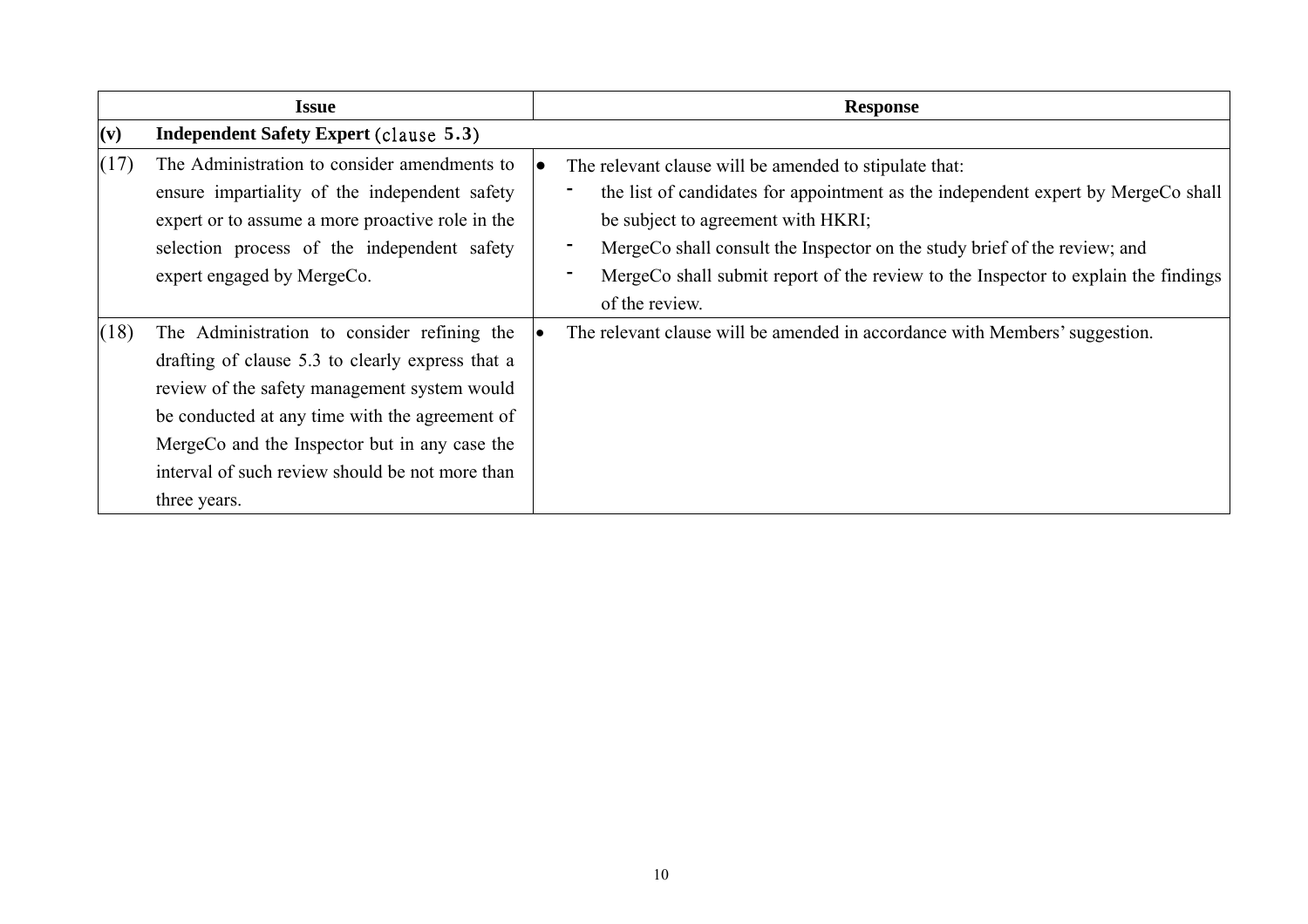| Issue | | Response |
|---|---|---|
| **(v)** | **Independent Safety Expert (clause 5.3)** | |
| (17) | The Administration to consider amendments to ensure impartiality of the independent safety expert or to assume a more proactive role in the selection process of the independent safety expert engaged by MergeCo. | • The relevant clause will be amended to stipulate that:<br>- the list of candidates for appointment as the independent expert by MergeCo shall be subject to agreement with HKRI;<br>- MergeCo shall consult the Inspector on the study brief of the review; and<br>- MergeCo shall submit report of the review to the Inspector to explain the findings of the review. |
| (18) | The Administration to consider refining the drafting of clause 5.3 to clearly express that a review of the safety management system would be conducted at any time with the agreement of MergeCo and the Inspector but in any case the interval of such review should be not more than three years. | • The relevant clause will be amended in accordance with Members' suggestion. |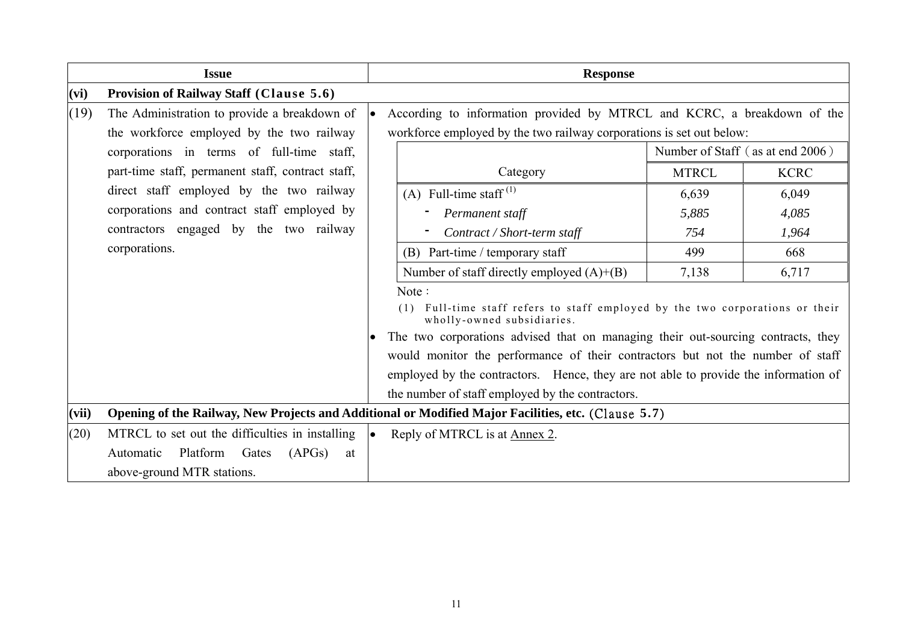| Issue | | Response |
|---|---|---|
| **(vi)** | **Provision of Railway Staff (Clause 5.6)** | |
| (19) | The Administration to provide a breakdown of the workforce employed by the two railway corporations in terms of full-time staff, part-time staff, permanent staff, contract staff, direct staff employed by the two railway corporations and contract staff employed by contractors engaged by the two railway corporations. | • According to information provided by MTRCL and KCRC, a breakdown of the workforce employed by the two railway corporations is set out below: (see table below) • The two corporations advised that on managing their out-sourcing contracts, they would monitor the performance of their contractors but not the number of staff employed by the contractors. Hence, they are not able to provide the information of the number of staff employed by the contractors. |
| **(vii)** | **Opening of the Railway, New Projects and Additional or Modified Major Facilities, etc. (Clause 5.7)** | |
| (20) | MTRCL to set out the difficulties in installing Automatic Platform Gates (APGs) at above-ground MTR stations. | • Reply of MTRCL is at Annex 2. |

| Category | Number of Staff（as at end 2006） | |
|---|---|---|
| | MTRCL | KCRC |
| (A) Full-time staff [(1)] | 6,639 | 6,049 |
| - *Permanent staff* | *5,885* | *4,085* |
| - *Contract / Short-term staff* | *754* | *1,964* |
| (B) Part-time / temporary staff | 499 | 668 |
| Number of staff directly employed (A)+(B) | 7,138 | 6,717 |

Note：

(1) Full-time staff refers to staff employed by the two corporations or their wholly-owned subsidiaries.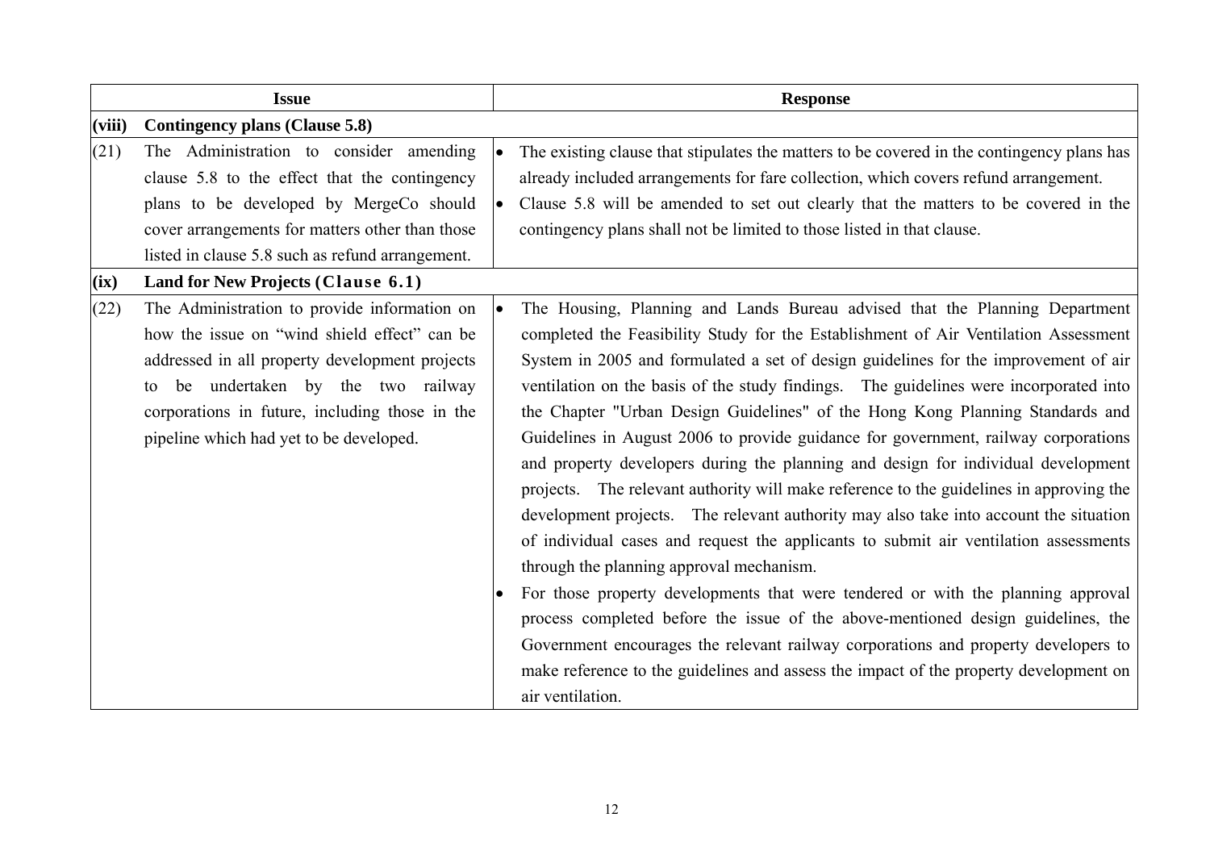| | Issue | Response |
|---|---|---|
| **(viii)** | **Contingency plans (Clause 5.8)** | |
| (21) | The Administration to consider amending clause 5.8 to the effect that the contingency plans to be developed by MergeCo should cover arrangements for matters other than those listed in clause 5.8 such as refund arrangement. | • The existing clause that stipulates the matters to be covered in the contingency plans has already included arrangements for fare collection, which covers refund arrangement.<br>• Clause 5.8 will be amended to set out clearly that the matters to be covered in the contingency plans shall not be limited to those listed in that clause. |
| **(ix)** | **Land for New Projects (Clause 6.1)** | |
| (22) | The Administration to provide information on how the issue on "wind shield effect" can be addressed in all property development projects to be undertaken by the two railway corporations in future, including those in the pipeline which had yet to be developed. | • The Housing, Planning and Lands Bureau advised that the Planning Department completed the Feasibility Study for the Establishment of Air Ventilation Assessment System in 2005 and formulated a set of design guidelines for the improvement of air ventilation on the basis of the study findings. The guidelines were incorporated into the Chapter "Urban Design Guidelines" of the Hong Kong Planning Standards and Guidelines in August 2006 to provide guidance for government, railway corporations and property developers during the planning and design for individual development projects. The relevant authority will make reference to the guidelines in approving the development projects. The relevant authority may also take into account the situation of individual cases and request the applicants to submit air ventilation assessments through the planning approval mechanism.<br>• For those property developments that were tendered or with the planning approval process completed before the issue of the above-mentioned design guidelines, the Government encourages the relevant railway corporations and property developers to make reference to the guidelines and assess the impact of the property development on air ventilation. |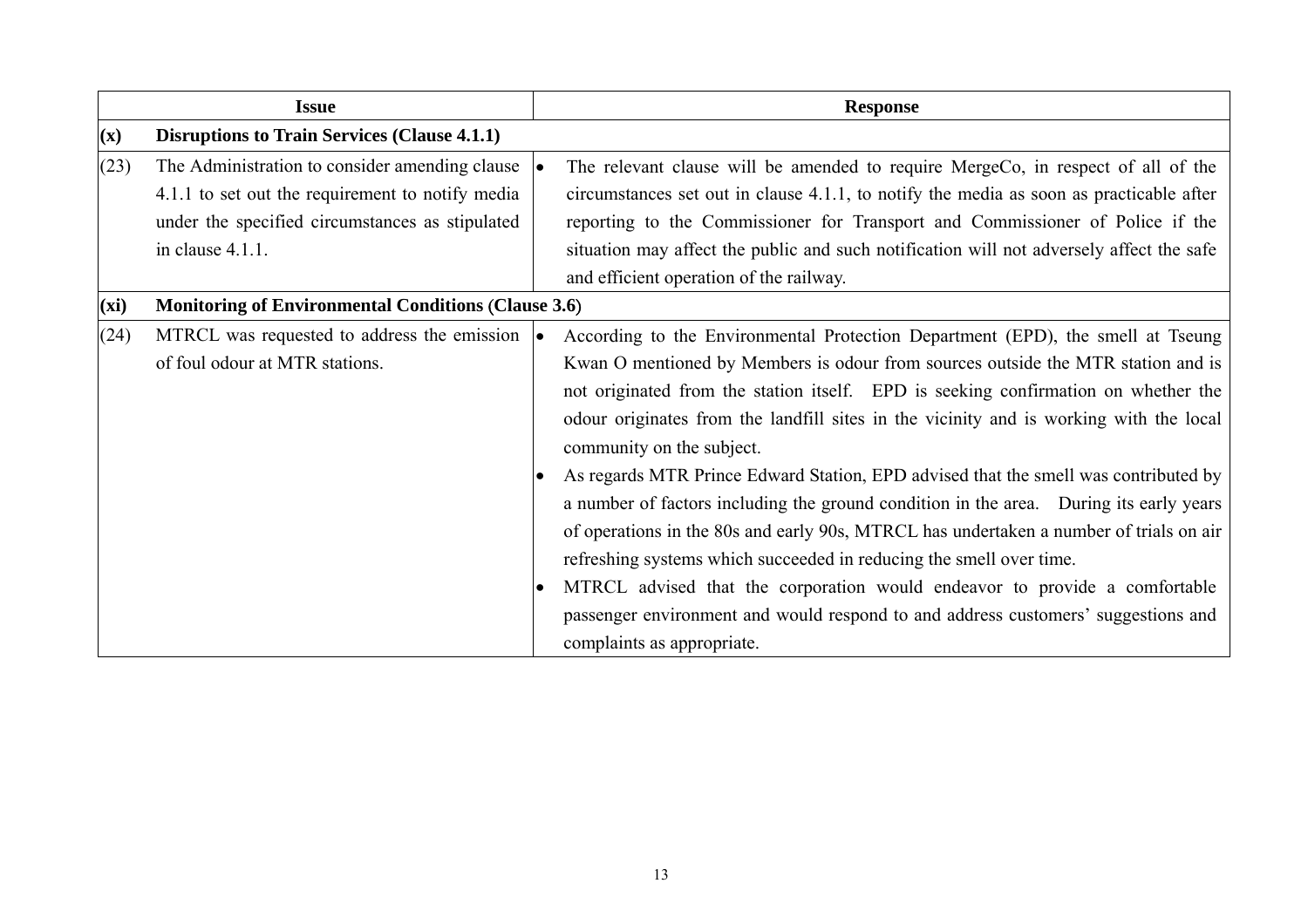| | Issue | Response |
|---|---|---|
| **(x)** | **Disruptions to Train Services (Clause 4.1.1)** | |
| (23) | The Administration to consider amending clause 4.1.1 to set out the requirement to notify media under the specified circumstances as stipulated in clause 4.1.1. | • The relevant clause will be amended to require MergeCo, in respect of all of the circumstances set out in clause 4.1.1, to notify the media as soon as practicable after reporting to the Commissioner for Transport and Commissioner of Police if the situation may affect the public and such notification will not adversely affect the safe and efficient operation of the railway. |
| **(xi)** | **Monitoring of Environmental Conditions (Clause 3.6)** | |
| (24) | MTRCL was requested to address the emission of foul odour at MTR stations. | • According to the Environmental Protection Department (EPD), the smell at Tseung Kwan O mentioned by Members is odour from sources outside the MTR station and is not originated from the station itself. EPD is seeking confirmation on whether the odour originates from the landfill sites in the vicinity and is working with the local community on the subject.<br>• As regards MTR Prince Edward Station, EPD advised that the smell was contributed by a number of factors including the ground condition in the area. During its early years of operations in the 80s and early 90s, MTRCL has undertaken a number of trials on air refreshing systems which succeeded in reducing the smell over time.<br>• MTRCL advised that the corporation would endeavor to provide a comfortable passenger environment and would respond to and address customers' suggestions and complaints as appropriate. |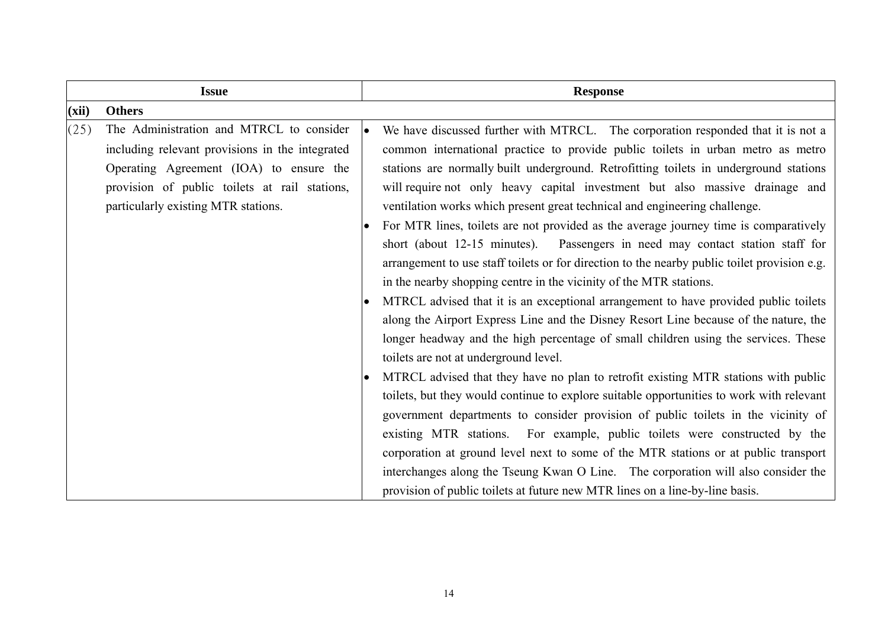| Issue | | Response |
|---|---|---|
| **(xii)** | **Others** | |
| (25) | The Administration and MTRCL to consider including relevant provisions in the integrated Operating Agreement (IOA) to ensure the provision of public toilets at rail stations, particularly existing MTR stations. | • We have discussed further with MTRCL. The corporation responded that it is not a common international practice to provide public toilets in urban metro as metro stations are normally built underground. Retrofitting toilets in underground stations will require not only heavy capital investment but also massive drainage and ventilation works which present great technical and engineering challenge.<br>• For MTR lines, toilets are not provided as the average journey time is comparatively short (about 12-15 minutes). Passengers in need may contact station staff for arrangement to use staff toilets or for direction to the nearby public toilet provision e.g. in the nearby shopping centre in the vicinity of the MTR stations.<br>• MTRCL advised that it is an exceptional arrangement to have provided public toilets along the Airport Express Line and the Disney Resort Line because of the nature, the longer headway and the high percentage of small children using the services. These toilets are not at underground level.<br>• MTRCL advised that they have no plan to retrofit existing MTR stations with public toilets, but they would continue to explore suitable opportunities to work with relevant government departments to consider provision of public toilets in the vicinity of existing MTR stations. For example, public toilets were constructed by the corporation at ground level next to some of the MTR stations or at public transport interchanges along the Tseung Kwan O Line. The corporation will also consider the provision of public toilets at future new MTR lines on a line-by-line basis. |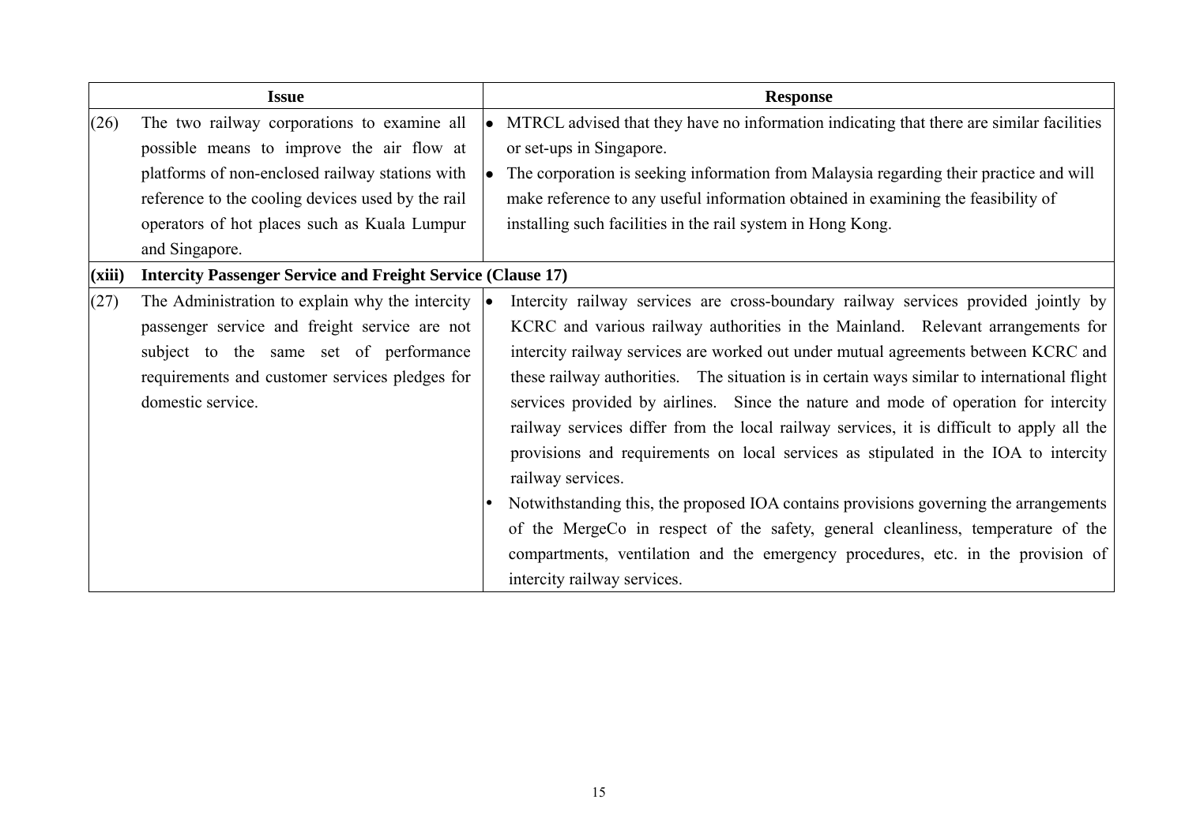| Issue | | Response |
|---|---|---|
| (26) | The two railway corporations to examine all possible means to improve the air flow at platforms of non-enclosed railway stations with reference to the cooling devices used by the rail operators of hot places such as Kuala Lumpur and Singapore. | • MTRCL advised that they have no information indicating that there are similar facilities or set-ups in Singapore.<br>• The corporation is seeking information from Malaysia regarding their practice and will make reference to any useful information obtained in examining the feasibility of installing such facilities in the rail system in Hong Kong. |
| **(xiii)** | **Intercity Passenger Service and Freight Service (Clause 17)** | |
| (27) | The Administration to explain why the intercity passenger service and freight service are not subject to the same set of performance requirements and customer services pledges for domestic service. | • Intercity railway services are cross-boundary railway services provided jointly by KCRC and various railway authorities in the Mainland. Relevant arrangements for intercity railway services are worked out under mutual agreements between KCRC and these railway authorities. The situation is in certain ways similar to international flight services provided by airlines. Since the nature and mode of operation for intercity railway services differ from the local railway services, it is difficult to apply all the provisions and requirements on local services as stipulated in the IOA to intercity railway services.<br>• Notwithstanding this, the proposed IOA contains provisions governing the arrangements of the MergeCo in respect of the safety, general cleanliness, temperature of the compartments, ventilation and the emergency procedures, etc. in the provision of intercity railway services. |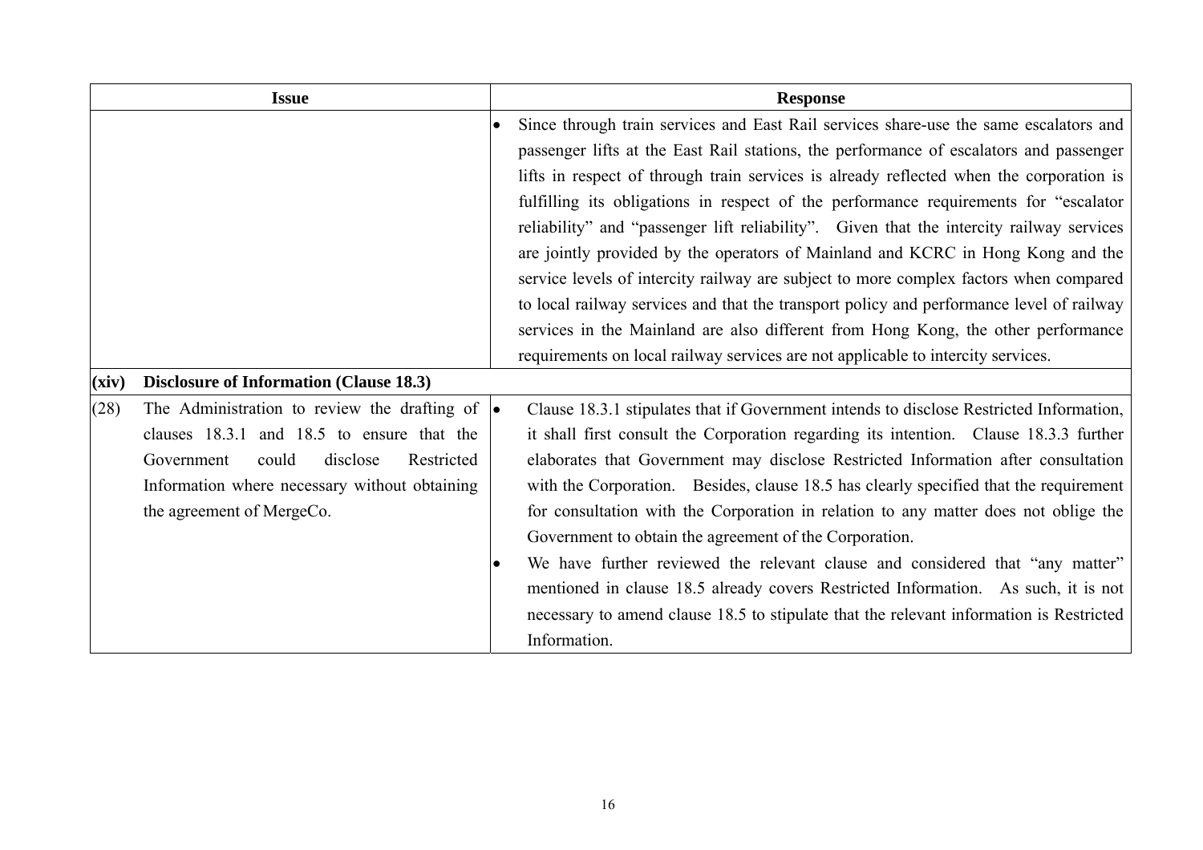| Issue | Response |
|---|---|
| | • Since through train services and East Rail services share-use the same escalators and passenger lifts at the East Rail stations, the performance of escalators and passenger lifts in respect of through train services is already reflected when the corporation is fulfilling its obligations in respect of the performance requirements for "escalator reliability" and "passenger lift reliability". Given that the intercity railway services are jointly provided by the operators of Mainland and KCRC in Hong Kong and the service levels of intercity railway are subject to more complex factors when compared to local railway services and that the transport policy and performance level of railway services in the Mainland are also different from Hong Kong, the other performance requirements on local railway services are not applicable to intercity services. |
| **(xiv) Disclosure of Information (Clause 18.3)** | |
| (28) The Administration to review the drafting of clauses 18.3.1 and 18.5 to ensure that the Government could disclose Restricted Information where necessary without obtaining the agreement of MergeCo. | • Clause 18.3.1 stipulates that if Government intends to disclose Restricted Information, it shall first consult the Corporation regarding its intention. Clause 18.3.3 further elaborates that Government may disclose Restricted Information after consultation with the Corporation. Besides, clause 18.5 has clearly specified that the requirement for consultation with the Corporation in relation to any matter does not oblige the Government to obtain the agreement of the Corporation.<br>• We have further reviewed the relevant clause and considered that "any matter" mentioned in clause 18.5 already covers Restricted Information. As such, it is not necessary to amend clause 18.5 to stipulate that the relevant information is Restricted Information. |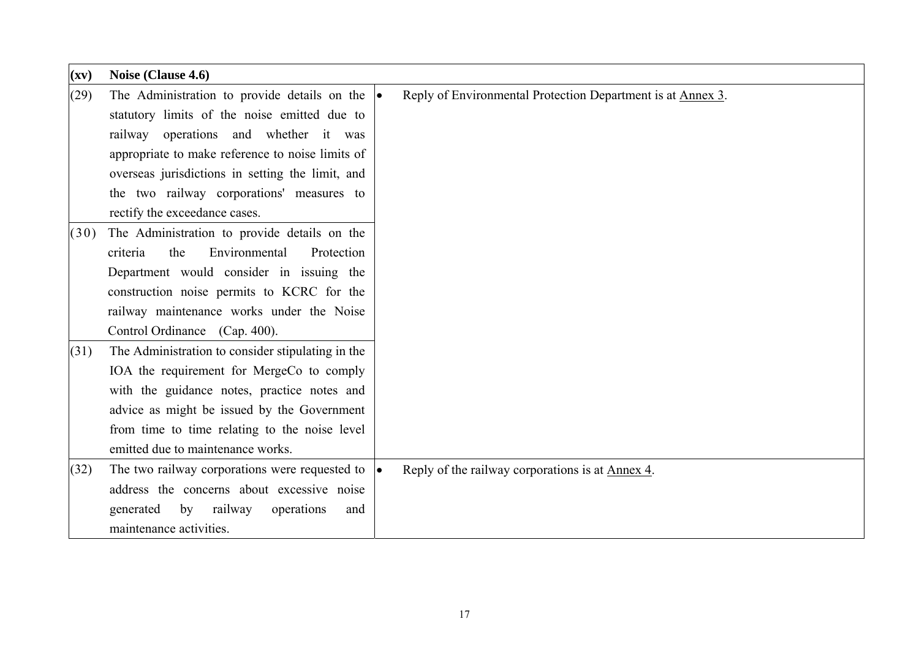| (xv) | Noise (Clause 4.6) | |
|---|---|---|
| (29) | The Administration to provide details on the statutory limits of the noise emitted due to railway operations and whether it was appropriate to make reference to noise limits of overseas jurisdictions in setting the limit, and the two railway corporations' measures to rectify the exceedance cases. | • Reply of Environmental Protection Department is at Annex 3. |
| (30) | The Administration to provide details on the criteria the Environmental Protection Department would consider in issuing the construction noise permits to KCRC for the railway maintenance works under the Noise Control Ordinance (Cap. 400). | |
| (31) | The Administration to consider stipulating in the IOA the requirement for MergeCo to comply with the guidance notes, practice notes and advice as might be issued by the Government from time to time relating to the noise level emitted due to maintenance works. | |
| (32) | The two railway corporations were requested to address the concerns about excessive noise generated by railway operations and maintenance activities. | • Reply of the railway corporations is at Annex 4. |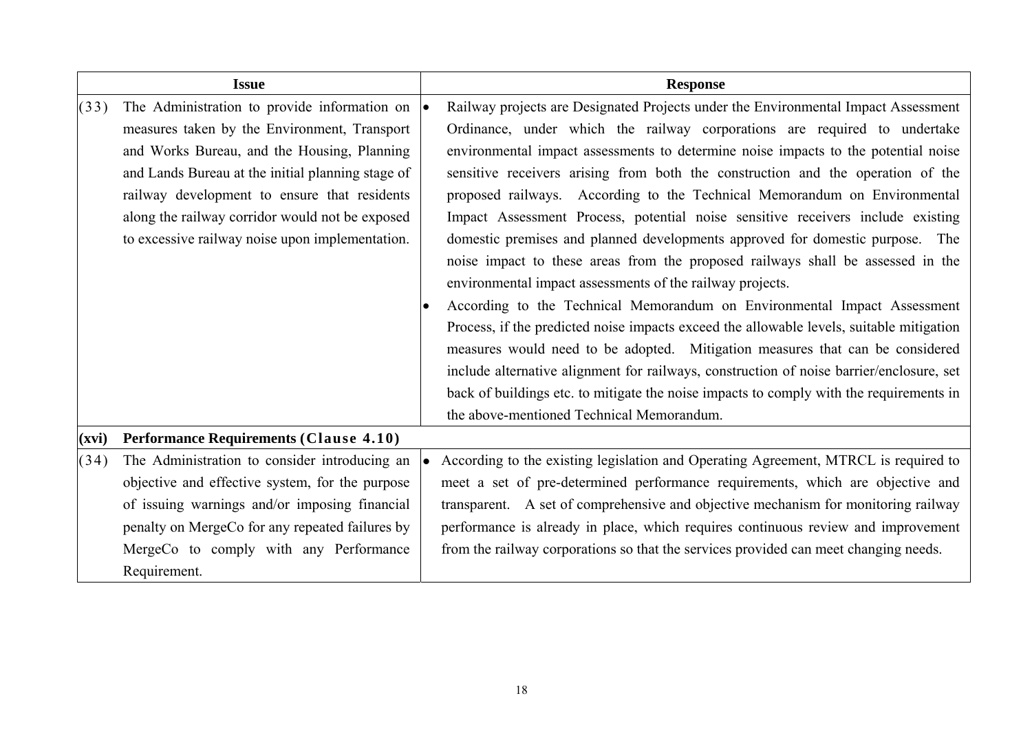| Issue | Response |
|---|---|
| (33) The Administration to provide information on measures taken by the Environment, Transport and Works Bureau, and the Housing, Planning and Lands Bureau at the initial planning stage of railway development to ensure that residents along the railway corridor would not be exposed to excessive railway noise upon implementation. | • Railway projects are Designated Projects under the Environmental Impact Assessment Ordinance, under which the railway corporations are required to undertake environmental impact assessments to determine noise impacts to the potential noise sensitive receivers arising from both the construction and the operation of the proposed railways. According to the Technical Memorandum on Environmental Impact Assessment Process, potential noise sensitive receivers include existing domestic premises and planned developments approved for domestic purpose. The noise impact to these areas from the proposed railways shall be assessed in the environmental impact assessments of the railway projects.<br>• According to the Technical Memorandum on Environmental Impact Assessment Process, if the predicted noise impacts exceed the allowable levels, suitable mitigation measures would need to be adopted. Mitigation measures that can be considered include alternative alignment for railways, construction of noise barrier/enclosure, set back of buildings etc. to mitigate the noise impacts to comply with the requirements in the above-mentioned Technical Memorandum. |
| **(xvi) Performance Requirements (Clause 4.10)** | |
| (34) The Administration to consider introducing an objective and effective system, for the purpose of issuing warnings and/or imposing financial penalty on MergeCo for any repeated failures by MergeCo to comply with any Performance Requirement. | • According to the existing legislation and Operating Agreement, MTRCL is required to meet a set of pre-determined performance requirements, which are objective and transparent. A set of comprehensive and objective mechanism for monitoring railway performance is already in place, which requires continuous review and improvement from the railway corporations so that the services provided can meet changing needs. |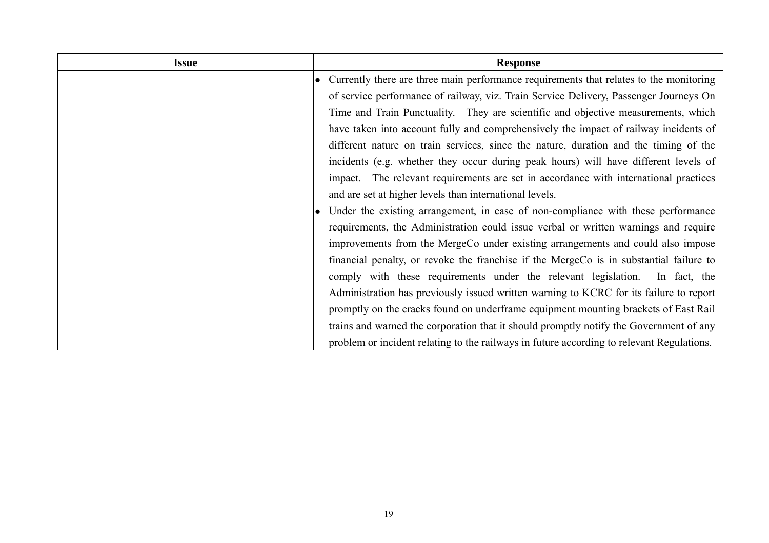| Issue | Response |
|---|---|
| | • Currently there are three main performance requirements that relates to the monitoring of service performance of railway, viz. Train Service Delivery, Passenger Journeys On Time and Train Punctuality. They are scientific and objective measurements, which have taken into account fully and comprehensively the impact of railway incidents of different nature on train services, since the nature, duration and the timing of the incidents (e.g. whether they occur during peak hours) will have different levels of impact. The relevant requirements are set in accordance with international practices and are set at higher levels than international levels.<br>• Under the existing arrangement, in case of non-compliance with these performance requirements, the Administration could issue verbal or written warnings and require improvements from the MergeCo under existing arrangements and could also impose financial penalty, or revoke the franchise if the MergeCo is in substantial failure to comply with these requirements under the relevant legislation. In fact, the Administration has previously issued written warning to KCRC for its failure to report promptly on the cracks found on underframe equipment mounting brackets of East Rail trains and warned the corporation that it should promptly notify the Government of any problem or incident relating to the railways in future according to relevant Regulations. |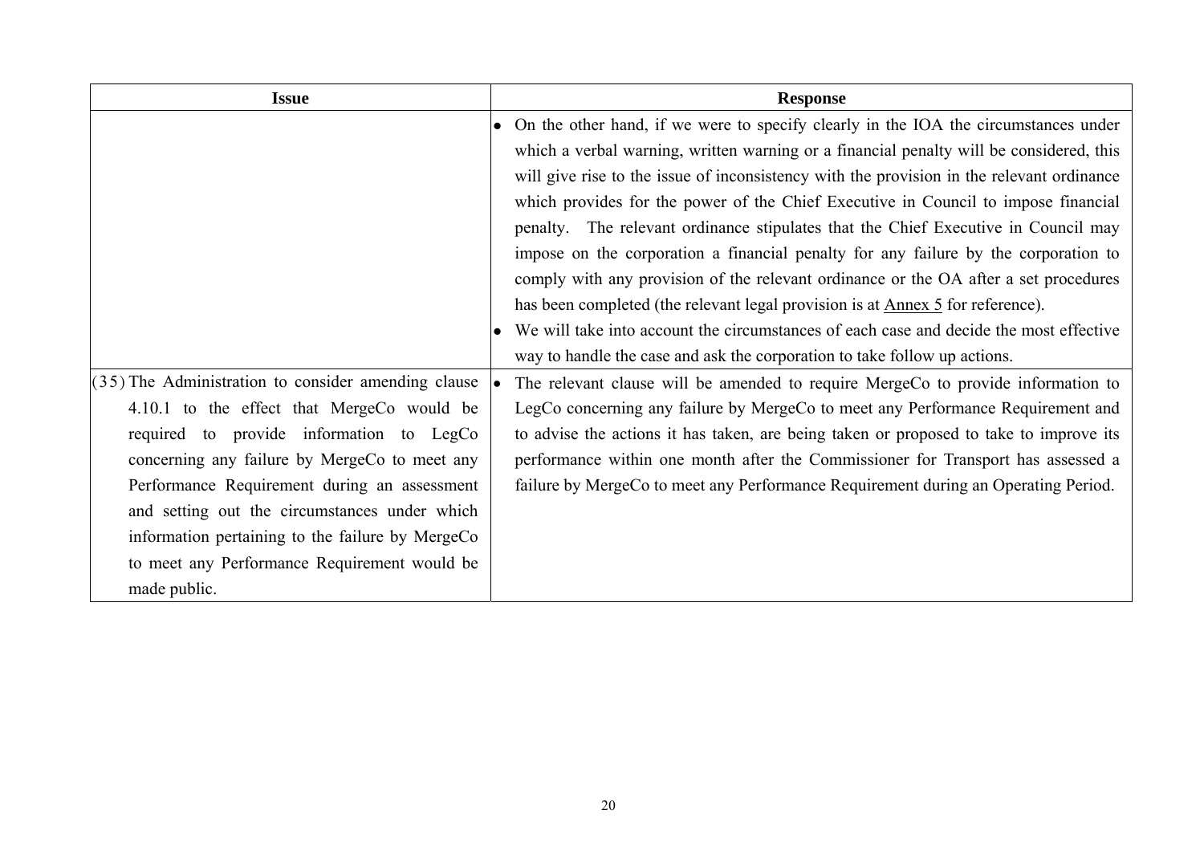| Issue | Response |
|---|---|
| | • On the other hand, if we were to specify clearly in the IOA the circumstances under which a verbal warning, written warning or a financial penalty will be considered, this will give rise to the issue of inconsistency with the provision in the relevant ordinance which provides for the power of the Chief Executive in Council to impose financial penalty. The relevant ordinance stipulates that the Chief Executive in Council may impose on the corporation a financial penalty for any failure by the corporation to comply with any provision of the relevant ordinance or the OA after a set procedures has been completed (the relevant legal provision is at Annex 5 for reference).<br>• We will take into account the circumstances of each case and decide the most effective way to handle the case and ask the corporation to take follow up actions. |
| (35) The Administration to consider amending clause 4.10.1 to the effect that MergeCo would be required to provide information to LegCo concerning any failure by MergeCo to meet any Performance Requirement during an assessment and setting out the circumstances under which information pertaining to the failure by MergeCo to meet any Performance Requirement would be made public. | • The relevant clause will be amended to require MergeCo to provide information to LegCo concerning any failure by MergeCo to meet any Performance Requirement and to advise the actions it has taken, are being taken or proposed to take to improve its performance within one month after the Commissioner for Transport has assessed a failure by MergeCo to meet any Performance Requirement during an Operating Period. |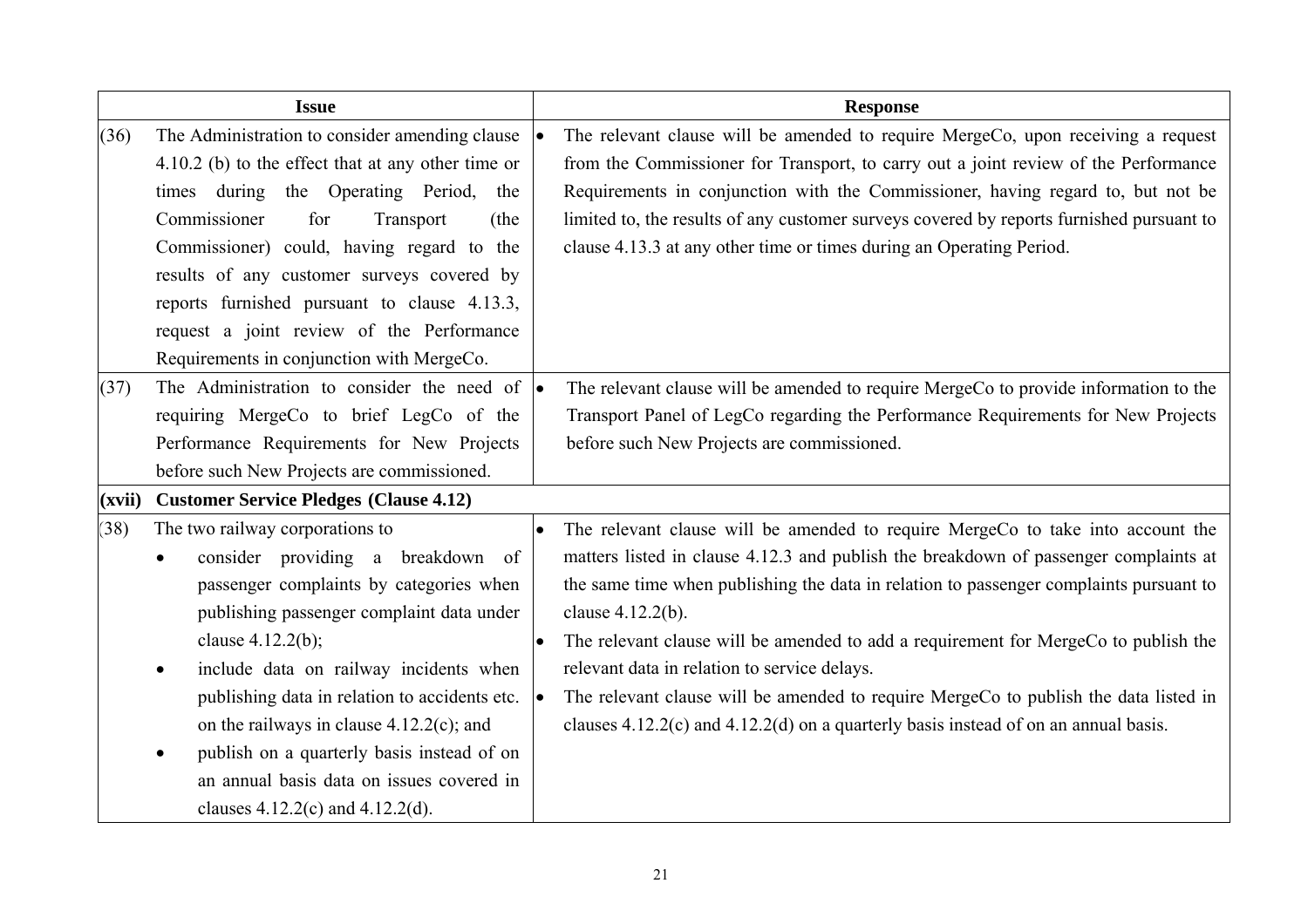| Issue | | Response |
|---|---|---|
| (36) | The Administration to consider amending clause 4.10.2 (b) to the effect that at any other time or times during the Operating Period, the Commissioner for Transport (the Commissioner) could, having regard to the results of any customer surveys covered by reports furnished pursuant to clause 4.13.3, request a joint review of the Performance Requirements in conjunction with MergeCo. | • The relevant clause will be amended to require MergeCo, upon receiving a request from the Commissioner for Transport, to carry out a joint review of the Performance Requirements in conjunction with the Commissioner, having regard to, but not be limited to, the results of any customer surveys covered by reports furnished pursuant to clause 4.13.3 at any other time or times during an Operating Period. |
| (37) | The Administration to consider the need of requiring MergeCo to brief LegCo of the Performance Requirements for New Projects before such New Projects are commissioned. | • The relevant clause will be amended to require MergeCo to provide information to the Transport Panel of LegCo regarding the Performance Requirements for New Projects before such New Projects are commissioned. |
| **(xvii)** | **Customer Service Pledges (Clause 4.12)** | |
| (38) | The two railway corporations to<br>• consider providing a breakdown of passenger complaints by categories when publishing passenger complaint data under clause 4.12.2(b);<br>• include data on railway incidents when publishing data in relation to accidents etc. on the railways in clause 4.12.2(c); and<br>• publish on a quarterly basis instead of on an annual basis data on issues covered in clauses 4.12.2(c) and 4.12.2(d). | • The relevant clause will be amended to require MergeCo to take into account the matters listed in clause 4.12.3 and publish the breakdown of passenger complaints at the same time when publishing the data in relation to passenger complaints pursuant to clause 4.12.2(b).<br>• The relevant clause will be amended to add a requirement for MergeCo to publish the relevant data in relation to service delays.<br>• The relevant clause will be amended to require MergeCo to publish the data listed in clauses 4.12.2(c) and 4.12.2(d) on a quarterly basis instead of on an annual basis. |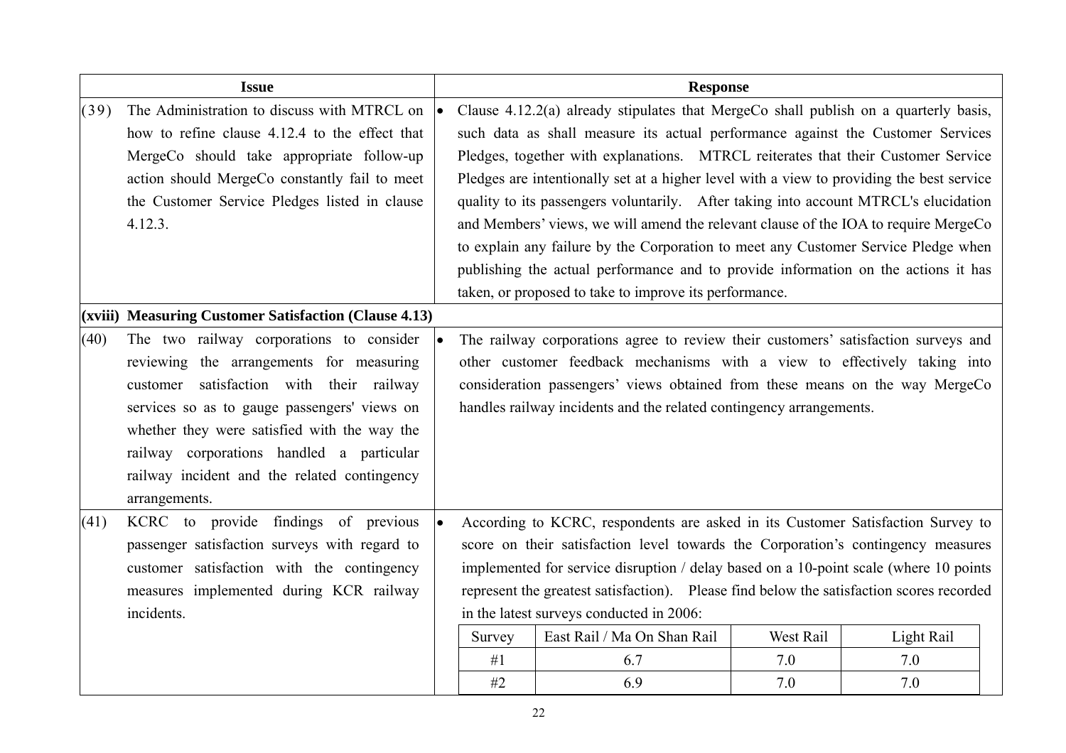| Issue | Response |
|---|---|
| (39) The Administration to discuss with MTRCL on how to refine clause 4.12.4 to the effect that MergeCo should take appropriate follow-up action should MergeCo constantly fail to meet the Customer Service Pledges listed in clause 4.12.3. | • Clause 4.12.2(a) already stipulates that MergeCo shall publish on a quarterly basis, such data as shall measure its actual performance against the Customer Services Pledges, together with explanations. MTRCL reiterates that their Customer Service Pledges are intentionally set at a higher level with a view to providing the best service quality to its passengers voluntarily. After taking into account MTRCL's elucidation and Members' views, we will amend the relevant clause of the IOA to require MergeCo to explain any failure by the Corporation to meet any Customer Service Pledge when publishing the actual performance and to provide information on the actions it has taken, or proposed to take to improve its performance. |
| **(xviii) Measuring Customer Satisfaction (Clause 4.13)** | |
| (40) The two railway corporations to consider reviewing the arrangements for measuring customer satisfaction with their railway services so as to gauge passengers' views on whether they were satisfied with the way the railway corporations handled a particular railway incident and the related contingency arrangements. | • The railway corporations agree to review their customers' satisfaction surveys and other customer feedback mechanisms with a view to effectively taking into consideration passengers' views obtained from these means on the way MergeCo handles railway incidents and the related contingency arrangements. |
| (41) KCRC to provide findings of previous passenger satisfaction surveys with regard to customer satisfaction with the contingency measures implemented during KCR railway incidents. | • According to KCRC, respondents are asked in its Customer Satisfaction Survey to score on their satisfaction level towards the Corporation's contingency measures implemented for service disruption / delay based on a 10-point scale (where 10 points represent the greatest satisfaction). Please find below the satisfaction scores recorded in the latest surveys conducted in 2006: |

| Survey | East Rail / Ma On Shan Rail | West Rail | Light Rail |
|---|---|---|---|
| #1 | 6.7 | 7.0 | 7.0 |
| #2 | 6.9 | 7.0 | 7.0 |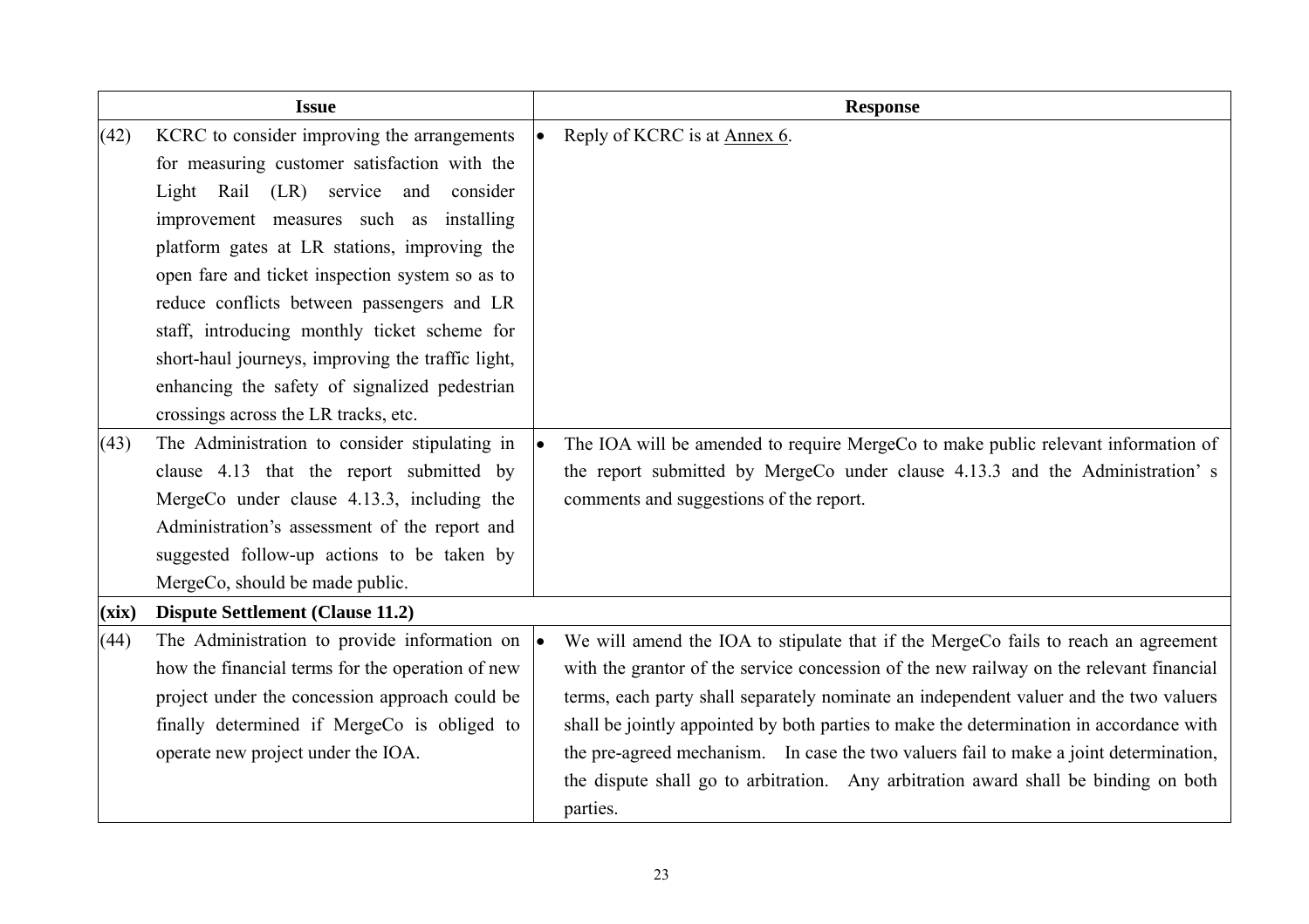| Issue | | Response |
|---|---|---|
| (42) | KCRC to consider improving the arrangements for measuring customer satisfaction with the Light Rail (LR) service and consider improvement measures such as installing platform gates at LR stations, improving the open fare and ticket inspection system so as to reduce conflicts between passengers and LR staff, introducing monthly ticket scheme for short-haul journeys, improving the traffic light, enhancing the safety of signalized pedestrian crossings across the LR tracks, etc. | • Reply of KCRC is at Annex 6. |
| (43) | The Administration to consider stipulating in clause 4.13 that the report submitted by MergeCo under clause 4.13.3, including the Administration's assessment of the report and suggested follow-up actions to be taken by MergeCo, should be made public. | • The IOA will be amended to require MergeCo to make public relevant information of the report submitted by MergeCo under clause 4.13.3 and the Administration' s comments and suggestions of the report. |
| **(xix)** | **Dispute Settlement (Clause 11.2)** | |
| (44) | The Administration to provide information on how the financial terms for the operation of new project under the concession approach could be finally determined if MergeCo is obliged to operate new project under the IOA. | • We will amend the IOA to stipulate that if the MergeCo fails to reach an agreement with the grantor of the service concession of the new railway on the relevant financial terms, each party shall separately nominate an independent valuer and the two valuers shall be jointly appointed by both parties to make the determination in accordance with the pre-agreed mechanism. In case the two valuers fail to make a joint determination, the dispute shall go to arbitration. Any arbitration award shall be binding on both parties. |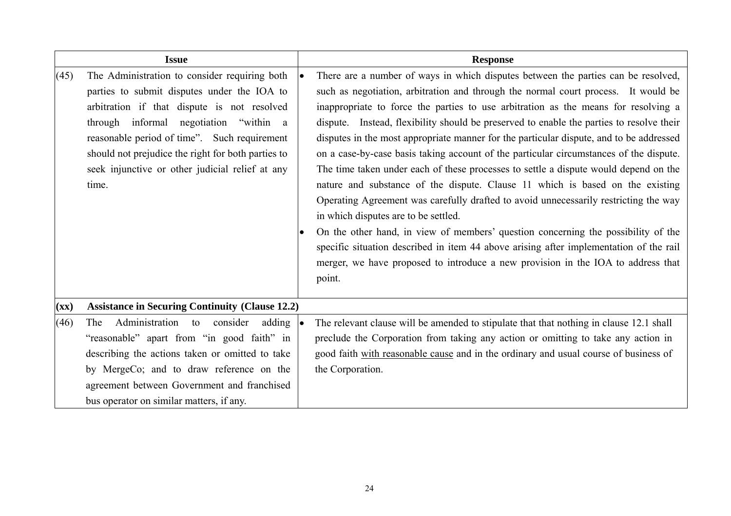| Issue | Response |
|---|---|
| (45) The Administration to consider requiring both parties to submit disputes under the IOA to arbitration if that dispute is not resolved through informal negotiation "within a reasonable period of time". Such requirement should not prejudice the right for both parties to seek injunctive or other judicial relief at any time. | • There are a number of ways in which disputes between the parties can be resolved, such as negotiation, arbitration and through the normal court process. It would be inappropriate to force the parties to use arbitration as the means for resolving a dispute. Instead, flexibility should be preserved to enable the parties to resolve their disputes in the most appropriate manner for the particular dispute, and to be addressed on a case-by-case basis taking account of the particular circumstances of the dispute. The time taken under each of these processes to settle a dispute would depend on the nature and substance of the dispute. Clause 11 which is based on the existing Operating Agreement was carefully drafted to avoid unnecessarily restricting the way in which disputes are to be settled.<br>• On the other hand, in view of members' question concerning the possibility of the specific situation described in item 44 above arising after implementation of the rail merger, we have proposed to introduce a new provision in the IOA to address that point. |
| **(xx) Assistance in Securing Continuity (Clause 12.2)** | |
| (46) The Administration to consider adding "reasonable" apart from "in good faith" in describing the actions taken or omitted to take by MergeCo; and to draw reference on the agreement between Government and franchised bus operator on similar matters, if any. | • The relevant clause will be amended to stipulate that that nothing in clause 12.1 shall preclude the Corporation from taking any action or omitting to take any action in good faith <u>with reasonable cause</u> and in the ordinary and usual course of business of the Corporation. |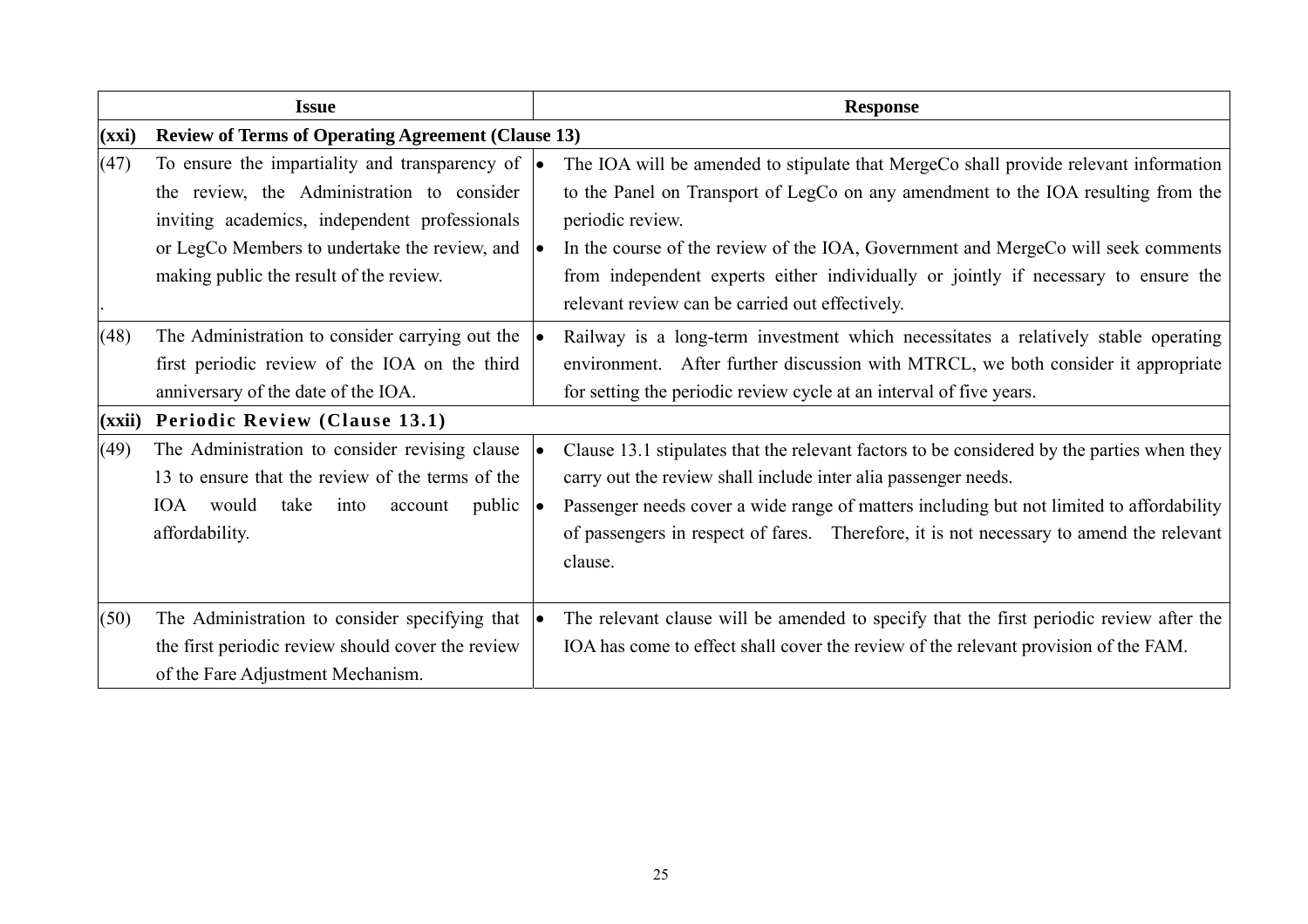| Issue | | Response |
|---|---|---|
| **(xxi)** | **Review of Terms of Operating Agreement (Clause 13)** | |
| (47) | To ensure the impartiality and transparency of the review, the Administration to consider inviting academics, independent professionals or LegCo Members to undertake the review, and making public the result of the review. | • The IOA will be amended to stipulate that MergeCo shall provide relevant information to the Panel on Transport of LegCo on any amendment to the IOA resulting from the periodic review.<br>• In the course of the review of the IOA, Government and MergeCo will seek comments from independent experts either individually or jointly if necessary to ensure the relevant review can be carried out effectively. |
| (48) | The Administration to consider carrying out the first periodic review of the IOA on the third anniversary of the date of the IOA. | • Railway is a long-term investment which necessitates a relatively stable operating environment. After further discussion with MTRCL, we both consider it appropriate for setting the periodic review cycle at an interval of five years. |
| **(xxii)** | **Periodic Review (Clause 13.1)** | |
| (49) | The Administration to consider revising clause 13 to ensure that the review of the terms of the IOA would take into account public affordability. | • Clause 13.1 stipulates that the relevant factors to be considered by the parties when they carry out the review shall include inter alia passenger needs.<br>• Passenger needs cover a wide range of matters including but not limited to affordability of passengers in respect of fares. Therefore, it is not necessary to amend the relevant clause. |
| (50) | The Administration to consider specifying that the first periodic review should cover the review of the Fare Adjustment Mechanism. | • The relevant clause will be amended to specify that the first periodic review after the IOA has come to effect shall cover the review of the relevant provision of the FAM. |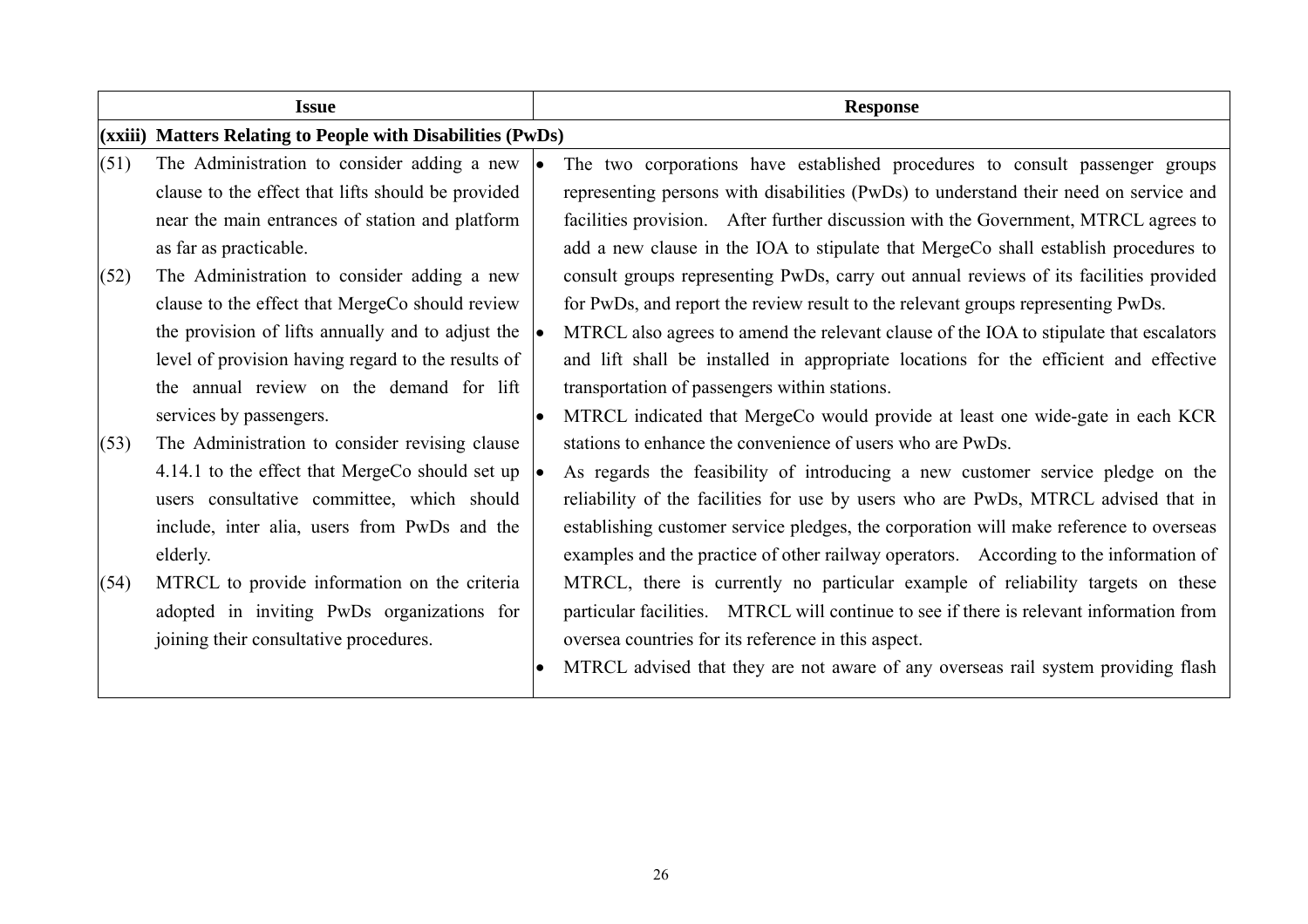| Issue | Response |
|---|---|
| **(xxiii) Matters Relating to People with Disabilities (PwDs)** | |
| (51) The Administration to consider adding a new clause to the effect that lifts should be provided near the main entrances of station and platform as far as practicable.<br><br>(52) The Administration to consider adding a new clause to the effect that MergeCo should review the provision of lifts annually and to adjust the level of provision having regard to the results of the annual review on the demand for lift services by passengers.<br><br>(53) The Administration to consider revising clause 4.14.1 to the effect that MergeCo should set up users consultative committee, which should include, inter alia, users from PwDs and the elderly.<br><br>(54) MTRCL to provide information on the criteria adopted in inviting PwDs organizations for joining their consultative procedures. | • The two corporations have established procedures to consult passenger groups representing persons with disabilities (PwDs) to understand their need on service and facilities provision. After further discussion with the Government, MTRCL agrees to add a new clause in the IOA to stipulate that MergeCo shall establish procedures to consult groups representing PwDs, carry out annual reviews of its facilities provided for PwDs, and report the review result to the relevant groups representing PwDs.<br><br>• MTRCL also agrees to amend the relevant clause of the IOA to stipulate that escalators and lift shall be installed in appropriate locations for the efficient and effective transportation of passengers within stations.<br><br>• MTRCL indicated that MergeCo would provide at least one wide-gate in each KCR stations to enhance the convenience of users who are PwDs.<br><br>• As regards the feasibility of introducing a new customer service pledge on the reliability of the facilities for use by users who are PwDs, MTRCL advised that in establishing customer service pledges, the corporation will make reference to overseas examples and the practice of other railway operators. According to the information of MTRCL, there is currently no particular example of reliability targets on these particular facilities. MTRCL will continue to see if there is relevant information from oversea countries for its reference in this aspect.<br><br>• MTRCL advised that they are not aware of any overseas rail system providing flash |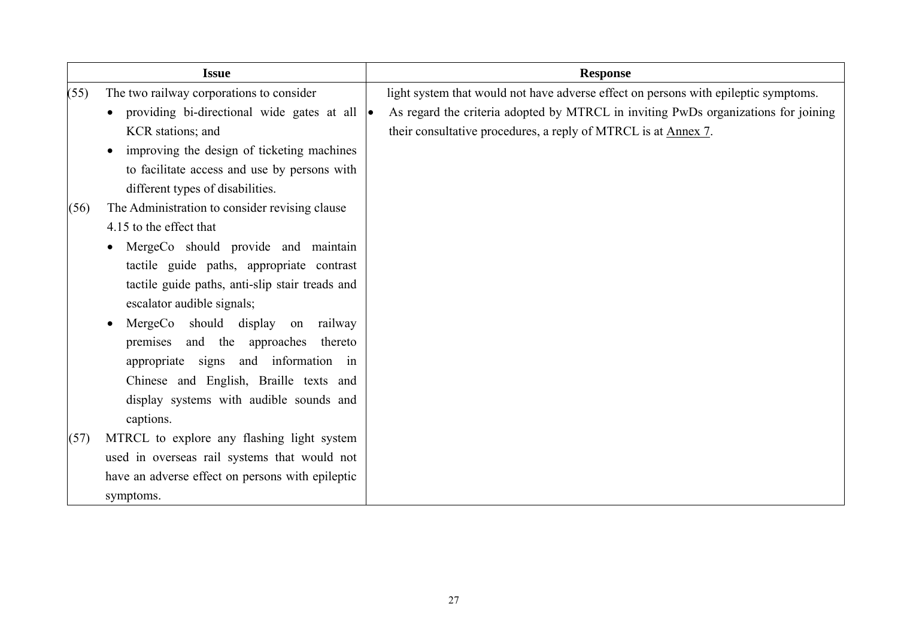| Issue | Response |
|---|---|
| (55) The two railway corporations to consider<br>• providing bi-directional wide gates at all KCR stations; and<br>• improving the design of ticketing machines to facilitate access and use by persons with different types of disabilities.<br>(56) The Administration to consider revising clause 4.15 to the effect that<br>• MergeCo should provide and maintain tactile guide paths, appropriate contrast tactile guide paths, anti-slip stair treads and escalator audible signals;<br>• MergeCo should display on railway premises and the approaches thereto appropriate signs and information in Chinese and English, Braille texts and display systems with audible sounds and captions.<br>(57) MTRCL to explore any flashing light system used in overseas rail systems that would not have an adverse effect on persons with epileptic symptoms. | light system that would not have adverse effect on persons with epileptic symptoms.<br>• As regard the criteria adopted by MTRCL in inviting PwDs organizations for joining their consultative procedures, a reply of MTRCL is at Annex 7. |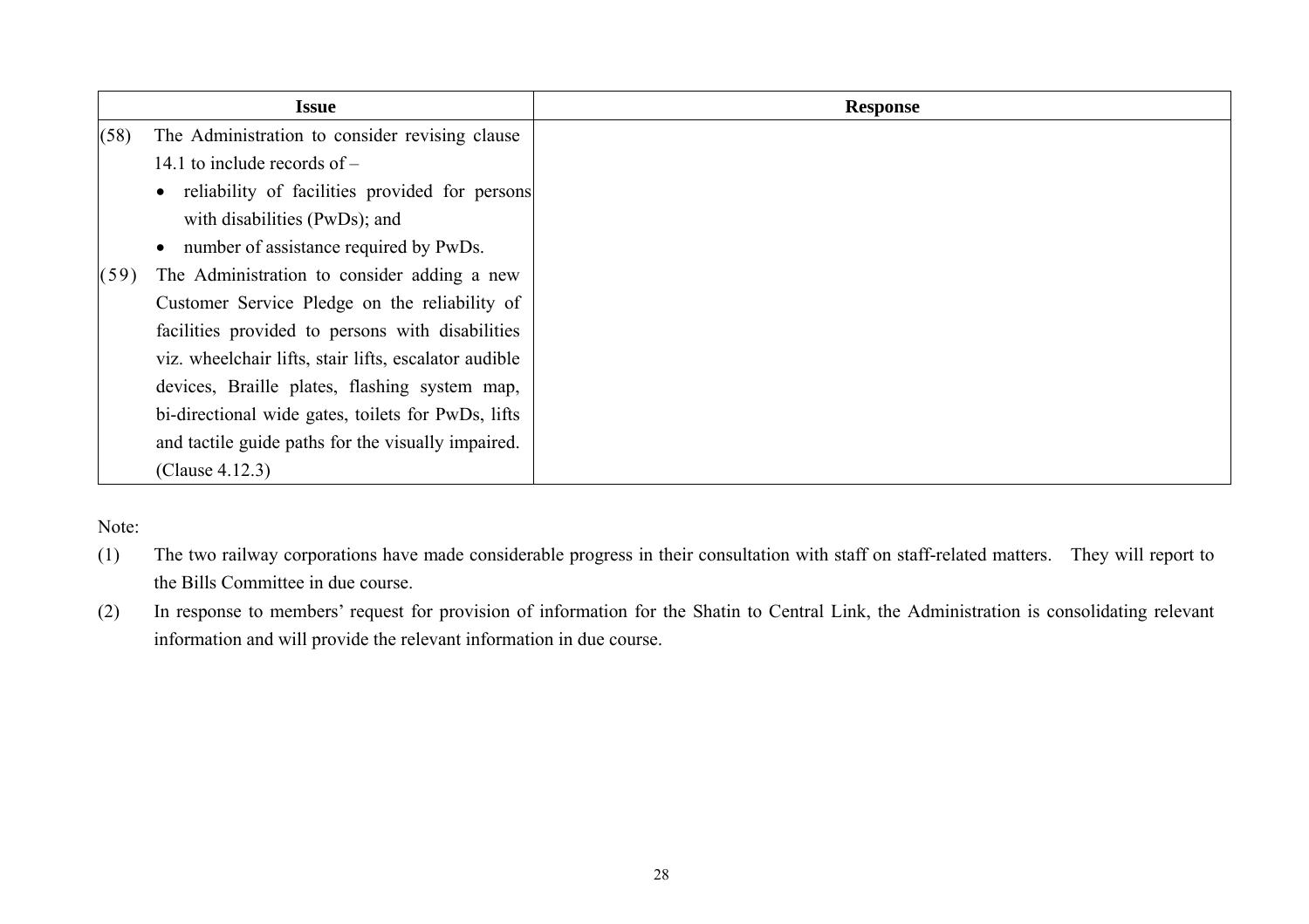| Issue | Response |
| --- | --- |
| (58) The Administration to consider revising clause 14.1 to include records of – <br>• reliability of facilities provided for persons with disabilities (PwDs); and <br>• number of assistance required by PwDs. | |
| (59) The Administration to consider adding a new Customer Service Pledge on the reliability of facilities provided to persons with disabilities viz. wheelchair lifts, stair lifts, escalator audible devices, Braille plates, flashing system map, bi-directional wide gates, toilets for PwDs, lifts and tactile guide paths for the visually impaired. (Clause 4.12.3) | |

Note:

(1) The two railway corporations have made considerable progress in their consultation with staff on staff-related matters. They will report to the Bills Committee in due course.

(2) In response to members' request for provision of information for the Shatin to Central Link, the Administration is consolidating relevant information and will provide the relevant information in due course.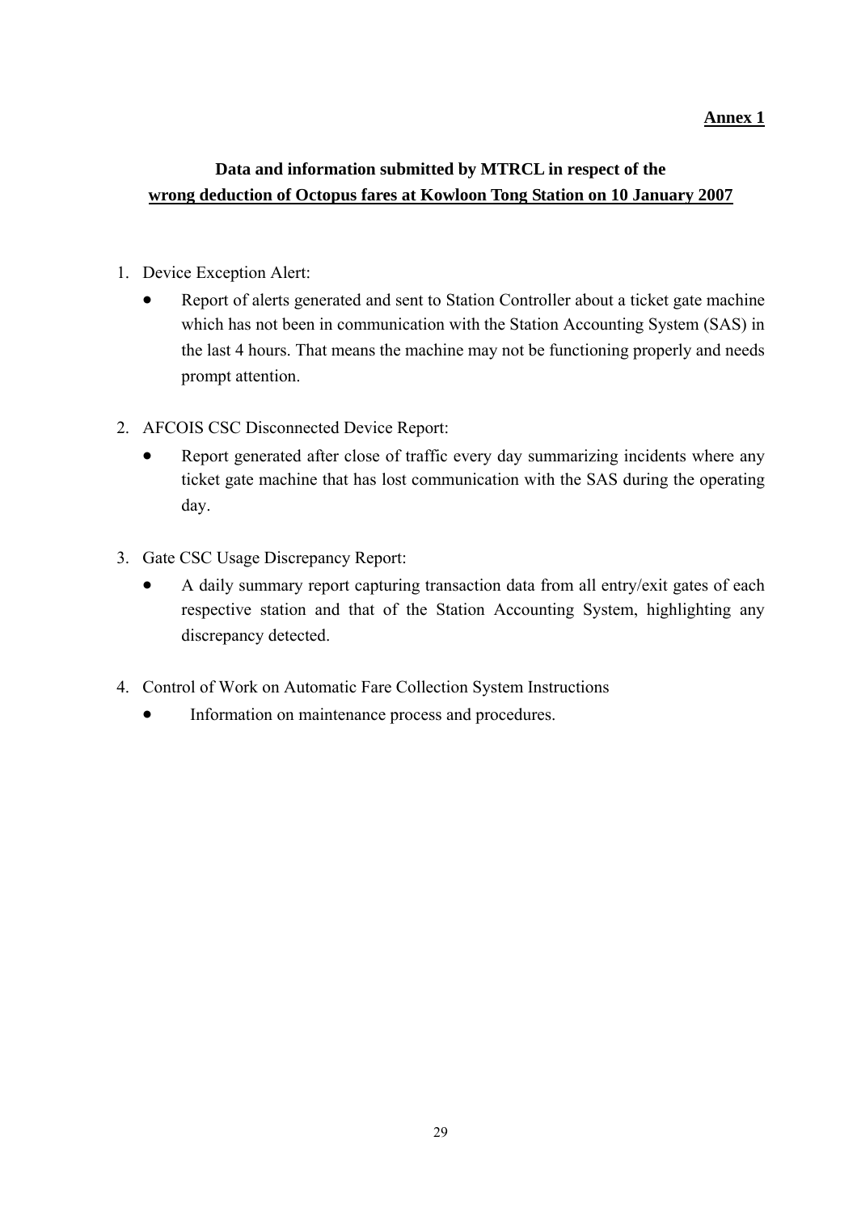**Annex 1**

**Data and information submitted by MTRCL in respect of the**
**wrong deduction of Octopus fares at Kowloon Tong Station on 10 January 2007**

1. Device Exception Alert:
   - Report of alerts generated and sent to Station Controller about a ticket gate machine which has not been in communication with the Station Accounting System (SAS) in the last 4 hours. That means the machine may not be functioning properly and needs prompt attention.

2. AFCOIS CSC Disconnected Device Report:
   - Report generated after close of traffic every day summarizing incidents where any ticket gate machine that has lost communication with the SAS during the operating day.

3. Gate CSC Usage Discrepancy Report:
   - A daily summary report capturing transaction data from all entry/exit gates of each respective station and that of the Station Accounting System, highlighting any discrepancy detected.

4. Control of Work on Automatic Fare Collection System Instructions
   - Information on maintenance process and procedures.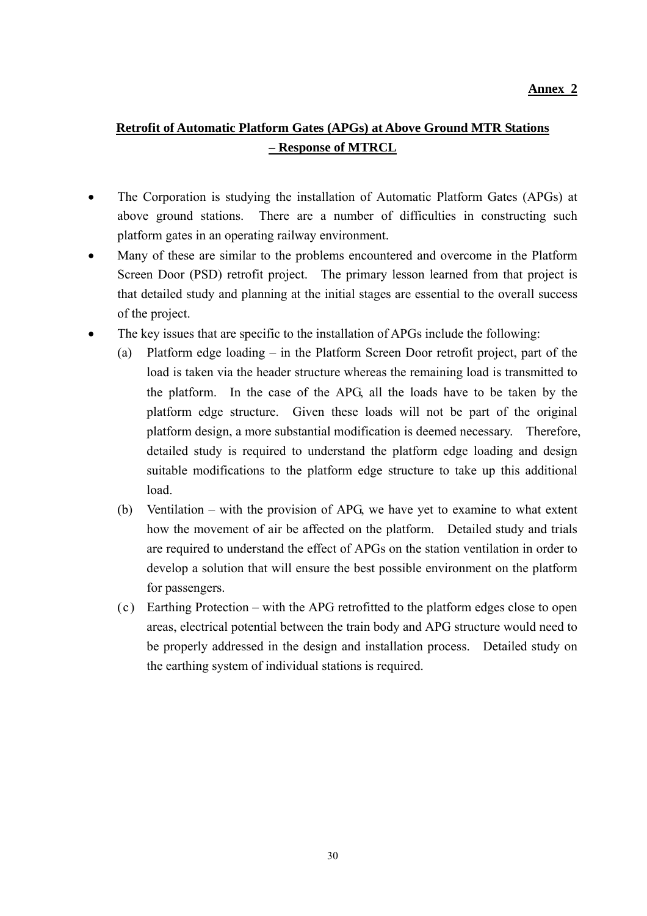**Annex 2**

## Retrofit of Automatic Platform Gates (APGs) at Above Ground MTR Stations – Response of MTRCL

- The Corporation is studying the installation of Automatic Platform Gates (APGs) at above ground stations. There are a number of difficulties in constructing such platform gates in an operating railway environment.
- Many of these are similar to the problems encountered and overcome in the Platform Screen Door (PSD) retrofit project. The primary lesson learned from that project is that detailed study and planning at the initial stages are essential to the overall success of the project.
- The key issues that are specific to the installation of APGs include the following:
  - (a) Platform edge loading – in the Platform Screen Door retrofit project, part of the load is taken via the header structure whereas the remaining load is transmitted to the platform. In the case of the APG, all the loads have to be taken by the platform edge structure. Given these loads will not be part of the original platform design, a more substantial modification is deemed necessary. Therefore, detailed study is required to understand the platform edge loading and design suitable modifications to the platform edge structure to take up this additional load.
  - (b) Ventilation – with the provision of APG, we have yet to examine to what extent how the movement of air be affected on the platform. Detailed study and trials are required to understand the effect of APGs on the station ventilation in order to develop a solution that will ensure the best possible environment on the platform for passengers.
  - (c) Earthing Protection – with the APG retrofitted to the platform edges close to open areas, electrical potential between the train body and APG structure would need to be properly addressed in the design and installation process. Detailed study on the earthing system of individual stations is required.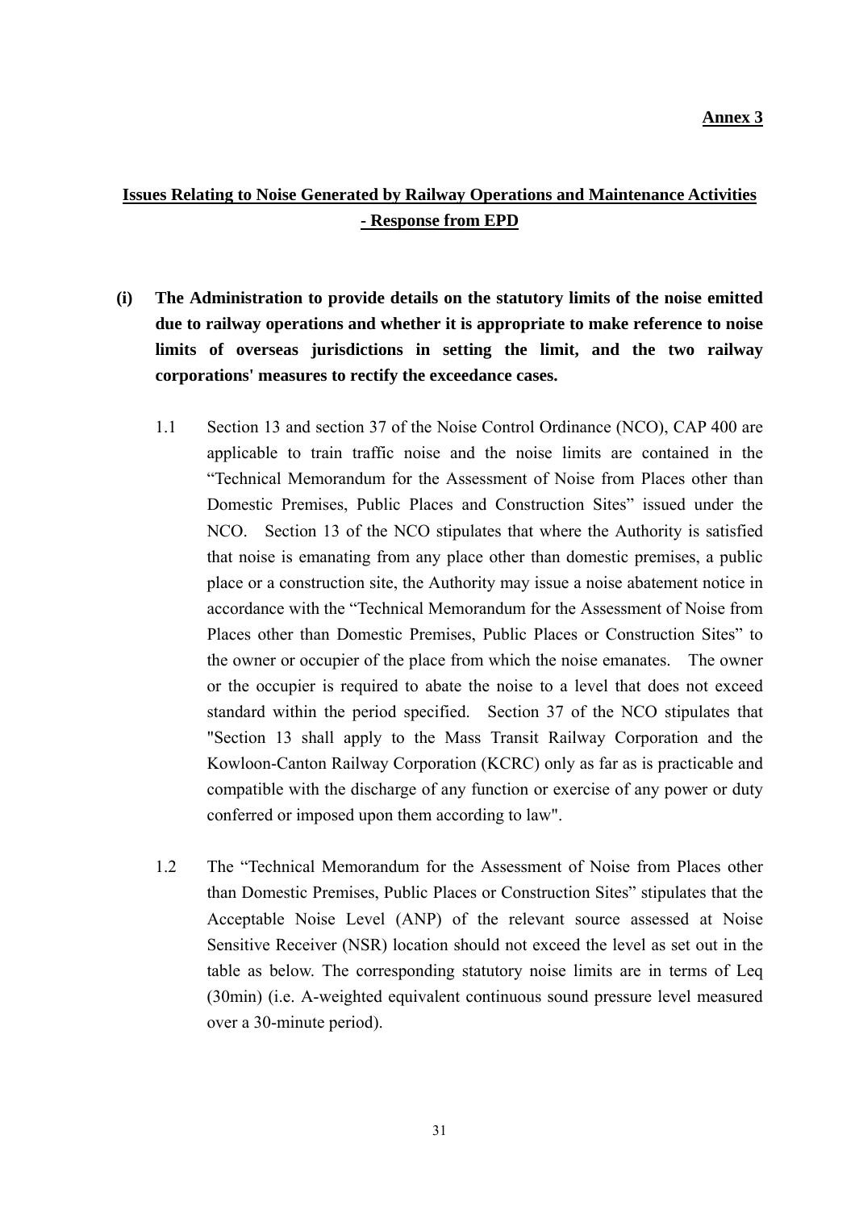**Annex 3**

## Issues Relating to Noise Generated by Railway Operations and Maintenance Activities - Response from EPD

**(i) The Administration to provide details on the statutory limits of the noise emitted due to railway operations and whether it is appropriate to make reference to noise limits of overseas jurisdictions in setting the limit, and the two railway corporations' measures to rectify the exceedance cases.**

1.1 Section 13 and section 37 of the Noise Control Ordinance (NCO), CAP 400 are applicable to train traffic noise and the noise limits are contained in the "Technical Memorandum for the Assessment of Noise from Places other than Domestic Premises, Public Places and Construction Sites" issued under the NCO. Section 13 of the NCO stipulates that where the Authority is satisfied that noise is emanating from any place other than domestic premises, a public place or a construction site, the Authority may issue a noise abatement notice in accordance with the "Technical Memorandum for the Assessment of Noise from Places other than Domestic Premises, Public Places or Construction Sites" to the owner or occupier of the place from which the noise emanates. The owner or the occupier is required to abate the noise to a level that does not exceed standard within the period specified. Section 37 of the NCO stipulates that "Section 13 shall apply to the Mass Transit Railway Corporation and the Kowloon-Canton Railway Corporation (KCRC) only as far as is practicable and compatible with the discharge of any function or exercise of any power or duty conferred or imposed upon them according to law".

1.2 The "Technical Memorandum for the Assessment of Noise from Places other than Domestic Premises, Public Places or Construction Sites" stipulates that the Acceptable Noise Level (ANP) of the relevant source assessed at Noise Sensitive Receiver (NSR) location should not exceed the level as set out in the table as below. The corresponding statutory noise limits are in terms of Leq (30min) (i.e. A-weighted equivalent continuous sound pressure level measured over a 30-minute period).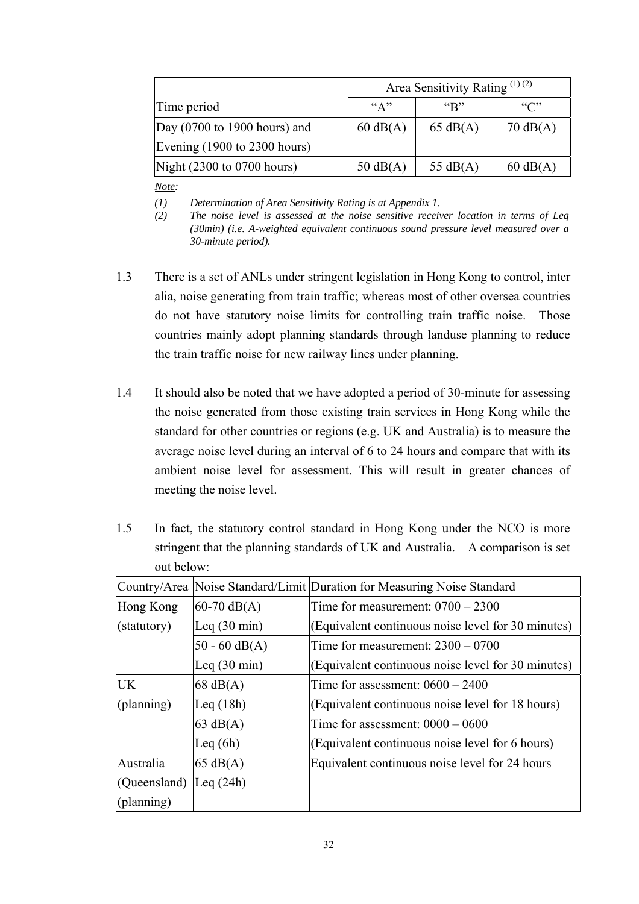| | Area Sensitivity Rating [(1) (2)] | | |
|---|---|---|---|
| Time period | "A" | "B" | "C" |
| Day (0700 to 1900 hours) and Evening (1900 to 2300 hours) | 60 dB(A) | 65 dB(A) | 70 dB(A) |
| Night (2300 to 0700 hours) | 50 dB(A) | 55 dB(A) | 60 dB(A) |

*Note:*

*(1) Determination of Area Sensitivity Rating is at Appendix 1.*

*(2) The noise level is assessed at the noise sensitive receiver location in terms of Leq (30min) (i.e. A-weighted equivalent continuous sound pressure level measured over a 30-minute period).*

1.3 There is a set of ANLs under stringent legislation in Hong Kong to control, inter alia, noise generating from train traffic; whereas most of other oversea countries do not have statutory noise limits for controlling train traffic noise. Those countries mainly adopt planning standards through landuse planning to reduce the train traffic noise for new railway lines under planning.

1.4 It should also be noted that we have adopted a period of 30-minute for assessing the noise generated from those existing train services in Hong Kong while the standard for other countries or regions (e.g. UK and Australia) is to measure the average noise level during an interval of 6 to 24 hours and compare that with its ambient noise level for assessment. This will result in greater chances of meeting the noise level.

1.5 In fact, the statutory control standard in Hong Kong under the NCO is more stringent that the planning standards of UK and Australia. A comparison is set out below:

| Country/Area | Noise Standard/Limit | Duration for Measuring Noise Standard |
|---|---|---|
| Hong Kong (statutory) | 60-70 dB(A) Leq (30 min) | Time for measurement: 0700 – 2300 (Equivalent continuous noise level for 30 minutes) |
| | 50 - 60 dB(A) Leq (30 min) | Time for measurement: 2300 – 0700 (Equivalent continuous noise level for 30 minutes) |
| UK (planning) | 68 dB(A) Leq (18h) | Time for assessment: 0600 – 2400 (Equivalent continuous noise level for 18 hours) |
| | 63 dB(A) Leq (6h) | Time for assessment: 0000 – 0600 (Equivalent continuous noise level for 6 hours) |
| Australia (Queensland) (planning) | 65 dB(A) Leq (24h) | Equivalent continuous noise level for 24 hours |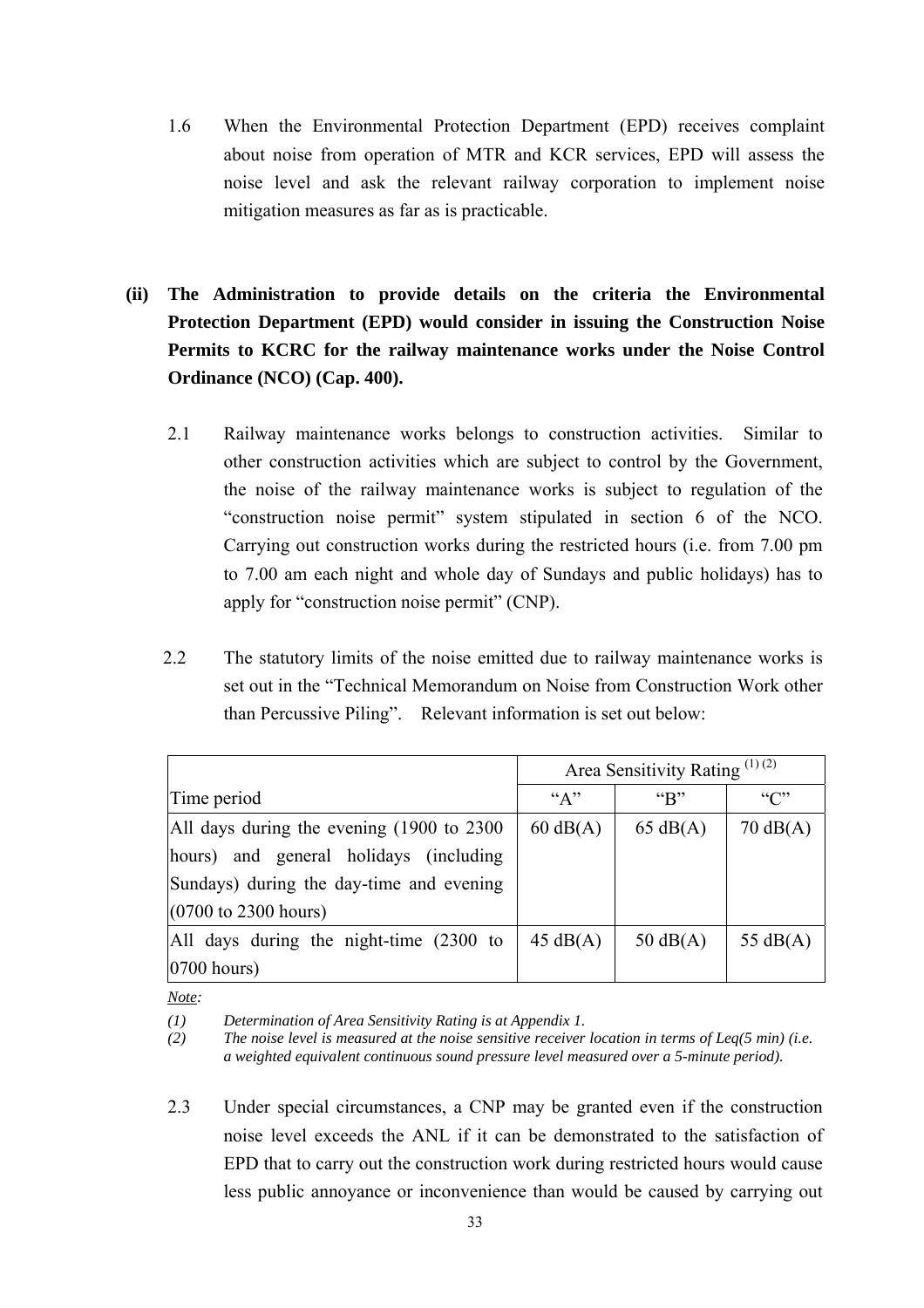1.6 When the Environmental Protection Department (EPD) receives complaint about noise from operation of MTR and KCR services, EPD will assess the noise level and ask the relevant railway corporation to implement noise mitigation measures as far as is practicable.

**(ii) The Administration to provide details on the criteria the Environmental Protection Department (EPD) would consider in issuing the Construction Noise Permits to KCRC for the railway maintenance works under the Noise Control Ordinance (NCO) (Cap. 400).**

2.1 Railway maintenance works belongs to construction activities. Similar to other construction activities which are subject to control by the Government, the noise of the railway maintenance works is subject to regulation of the "construction noise permit" system stipulated in section 6 of the NCO. Carrying out construction works during the restricted hours (i.e. from 7.00 pm to 7.00 am each night and whole day of Sundays and public holidays) has to apply for "construction noise permit" (CNP).

2.2 The statutory limits of the noise emitted due to railway maintenance works is set out in the "Technical Memorandum on Noise from Construction Work other than Percussive Piling". Relevant information is set out below:

| | Area Sensitivity Rating (1) (2) | | |
|---|---|---|---|
| Time period | "A" | "B" | "C" |
| All days during the evening (1900 to 2300 hours) and general holidays (including Sundays) during the day-time and evening (0700 to 2300 hours) | 60 dB(A) | 65 dB(A) | 70 dB(A) |
| All days during the night-time (2300 to 0700 hours) | 45 dB(A) | 50 dB(A) | 55 dB(A) |

*Note:*

*(1) Determination of Area Sensitivity Rating is at Appendix 1.*

*(2) The noise level is measured at the noise sensitive receiver location in terms of Leq(5 min) (i.e. a weighted equivalent continuous sound pressure level measured over a 5-minute period).*

2.3 Under special circumstances, a CNP may be granted even if the construction noise level exceeds the ANL if it can be demonstrated to the satisfaction of EPD that to carry out the construction work during restricted hours would cause less public annoyance or inconvenience than would be caused by carrying out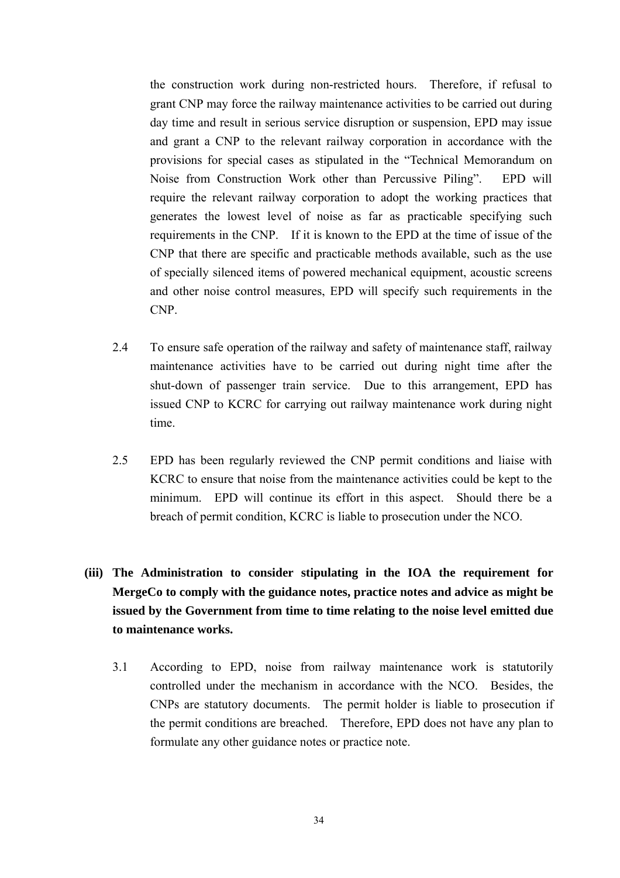the construction work during non-restricted hours. Therefore, if refusal to grant CNP may force the railway maintenance activities to be carried out during day time and result in serious service disruption or suspension, EPD may issue and grant a CNP to the relevant railway corporation in accordance with the provisions for special cases as stipulated in the "Technical Memorandum on Noise from Construction Work other than Percussive Piling". EPD will require the relevant railway corporation to adopt the working practices that generates the lowest level of noise as far as practicable specifying such requirements in the CNP. If it is known to the EPD at the time of issue of the CNP that there are specific and practicable methods available, such as the use of specially silenced items of powered mechanical equipment, acoustic screens and other noise control measures, EPD will specify such requirements in the CNP.

2.4 To ensure safe operation of the railway and safety of maintenance staff, railway maintenance activities have to be carried out during night time after the shut-down of passenger train service. Due to this arrangement, EPD has issued CNP to KCRC for carrying out railway maintenance work during night time.

2.5 EPD has been regularly reviewed the CNP permit conditions and liaise with KCRC to ensure that noise from the maintenance activities could be kept to the minimum. EPD will continue its effort in this aspect. Should there be a breach of permit condition, KCRC is liable to prosecution under the NCO.

**(iii) The Administration to consider stipulating in the IOA the requirement for MergeCo to comply with the guidance notes, practice notes and advice as might be issued by the Government from time to time relating to the noise level emitted due to maintenance works.**

3.1 According to EPD, noise from railway maintenance work is statutorily controlled under the mechanism in accordance with the NCO. Besides, the CNPs are statutory documents. The permit holder is liable to prosecution if the permit conditions are breached. Therefore, EPD does not have any plan to formulate any other guidance notes or practice note.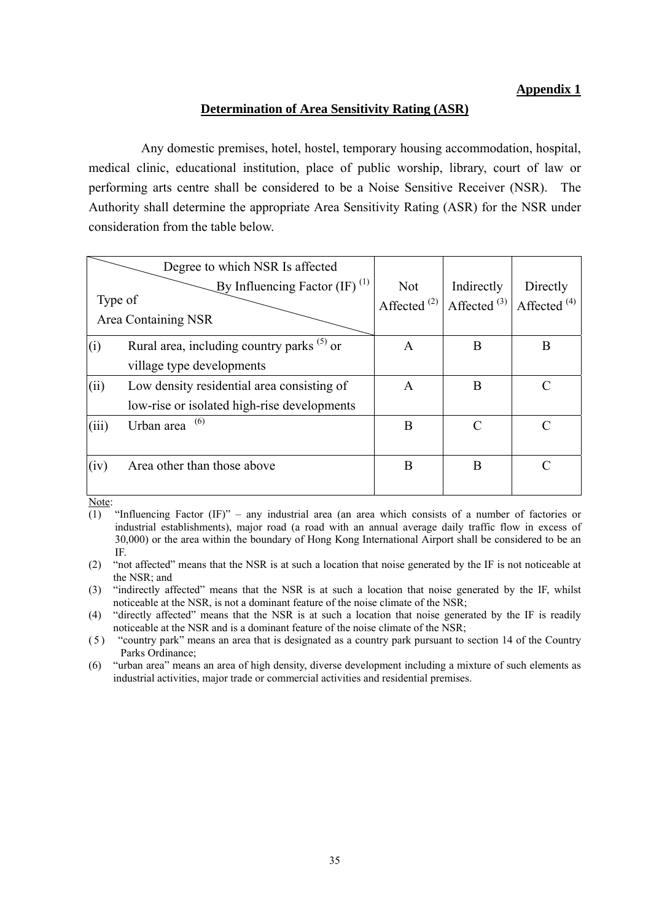**Appendix 1**

## Determination of Area Sensitivity Rating (ASR)

Any domestic premises, hotel, hostel, temporary housing accommodation, hospital, medical clinic, educational institution, place of public worship, library, court of law or performing arts centre shall be considered to be a Noise Sensitive Receiver (NSR). The Authority shall determine the appropriate Area Sensitivity Rating (ASR) for the NSR under consideration from the table below.

| Type of Area Containing NSR \ Degree to which NSR Is affected By Influencing Factor (IF) [(1)] | Not Affected [(2)] | Indirectly Affected [(3)] | Directly Affected [(4)] |
|---|---|---|---|
| (i) Rural area, including country parks [(5)] or village type developments | A | B | B |
| (ii) Low density residential area consisting of low-rise or isolated high-rise developments | A | B | C |
| (iii) Urban area [(6)] | B | C | C |
| (iv) Area other than those above | B | B | C |

Note:

(1) "Influencing Factor (IF)" – any industrial area (an area which consists of a number of factories or industrial establishments), major road (a road with an annual average daily traffic flow in excess of 30,000) or the area within the boundary of Hong Kong International Airport shall be considered to be an IF.

(2) "not affected" means that the NSR is at such a location that noise generated by the IF is not noticeable at the NSR; and

(3) "indirectly affected" means that the NSR is at such a location that noise generated by the IF, whilst noticeable at the NSR, is not a dominant feature of the noise climate of the NSR;

(4) "directly affected" means that the NSR is at such a location that noise generated by the IF is readily noticeable at the NSR and is a dominant feature of the noise climate of the NSR;

(5) "country park" means an area that is designated as a country park pursuant to section 14 of the Country Parks Ordinance;

(6) "urban area" means an area of high density, diverse development including a mixture of such elements as industrial activities, major trade or commercial activities and residential premises.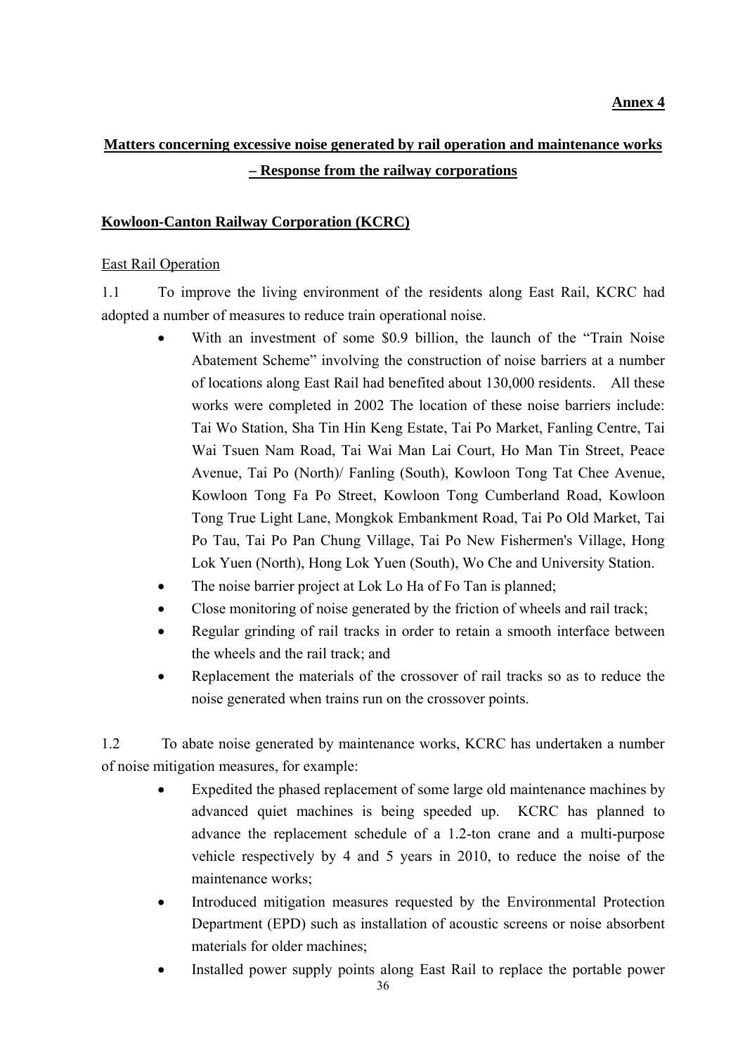**Annex 4**

## Matters concerning excessive noise generated by rail operation and maintenance works – Response from the railway corporations

### Kowloon-Canton Railway Corporation (KCRC)

East Rail Operation

1.1 To improve the living environment of the residents along East Rail, KCRC had adopted a number of measures to reduce train operational noise.

- With an investment of some $0.9 billion, the launch of the "Train Noise Abatement Scheme" involving the construction of noise barriers at a number of locations along East Rail had benefited about 130,000 residents. All these works were completed in 2002 The location of these noise barriers include: Tai Wo Station, Sha Tin Hin Keng Estate, Tai Po Market, Fanling Centre, Tai Wai Tsuen Nam Road, Tai Wai Man Lai Court, Ho Man Tin Street, Peace Avenue, Tai Po (North)/ Fanling (South), Kowloon Tong Tat Chee Avenue, Kowloon Tong Fa Po Street, Kowloon Tong Cumberland Road, Kowloon Tong True Light Lane, Mongkok Embankment Road, Tai Po Old Market, Tai Po Tau, Tai Po Pan Chung Village, Tai Po New Fishermen's Village, Hong Lok Yuen (North), Hong Lok Yuen (South), Wo Che and University Station.
- The noise barrier project at Lok Lo Ha of Fo Tan is planned;
- Close monitoring of noise generated by the friction of wheels and rail track;
- Regular grinding of rail tracks in order to retain a smooth interface between the wheels and the rail track; and
- Replacement the materials of the crossover of rail tracks so as to reduce the noise generated when trains run on the crossover points.

1.2 To abate noise generated by maintenance works, KCRC has undertaken a number of noise mitigation measures, for example:

- Expedited the phased replacement of some large old maintenance machines by advanced quiet machines is being speeded up. KCRC has planned to advance the replacement schedule of a 1.2-ton crane and a multi-purpose vehicle respectively by 4 and 5 years in 2010, to reduce the noise of the maintenance works;
- Introduced mitigation measures requested by the Environmental Protection Department (EPD) such as installation of acoustic screens or noise absorbent materials for older machines;
- Installed power supply points along East Rail to replace the portable power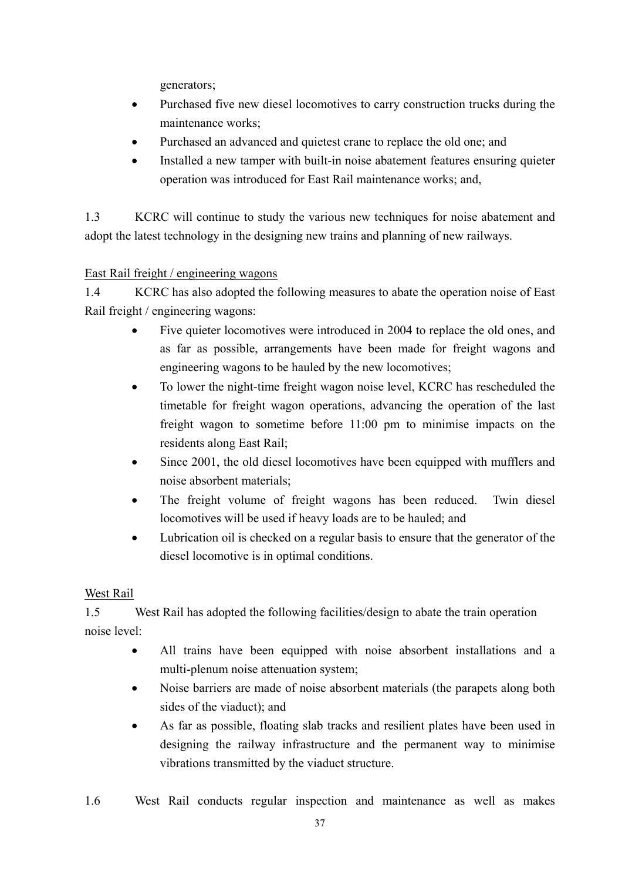generators;

- Purchased five new diesel locomotives to carry construction trucks during the maintenance works;
- Purchased an advanced and quietest crane to replace the old one; and
- Installed a new tamper with built-in noise abatement features ensuring quieter operation was introduced for East Rail maintenance works; and,

1.3 KCRC will continue to study the various new techniques for noise abatement and adopt the latest technology in the designing new trains and planning of new railways.

<u>East Rail freight / engineering wagons</u>

1.4 KCRC has also adopted the following measures to abate the operation noise of East Rail freight / engineering wagons:

- Five quieter locomotives were introduced in 2004 to replace the old ones, and as far as possible, arrangements have been made for freight wagons and engineering wagons to be hauled by the new locomotives;
- To lower the night-time freight wagon noise level, KCRC has rescheduled the timetable for freight wagon operations, advancing the operation of the last freight wagon to sometime before 11:00 pm to minimise impacts on the residents along East Rail;
- Since 2001, the old diesel locomotives have been equipped with mufflers and noise absorbent materials;
- The freight volume of freight wagons has been reduced. Twin diesel locomotives will be used if heavy loads are to be hauled; and
- Lubrication oil is checked on a regular basis to ensure that the generator of the diesel locomotive is in optimal conditions.

<u>West Rail</u>

1.5 West Rail has adopted the following facilities/design to abate the train operation noise level:

- All trains have been equipped with noise absorbent installations and a multi-plenum noise attenuation system;
- Noise barriers are made of noise absorbent materials (the parapets along both sides of the viaduct); and
- As far as possible, floating slab tracks and resilient plates have been used in designing the railway infrastructure and the permanent way to minimise vibrations transmitted by the viaduct structure.

1.6 West Rail conducts regular inspection and maintenance as well as makes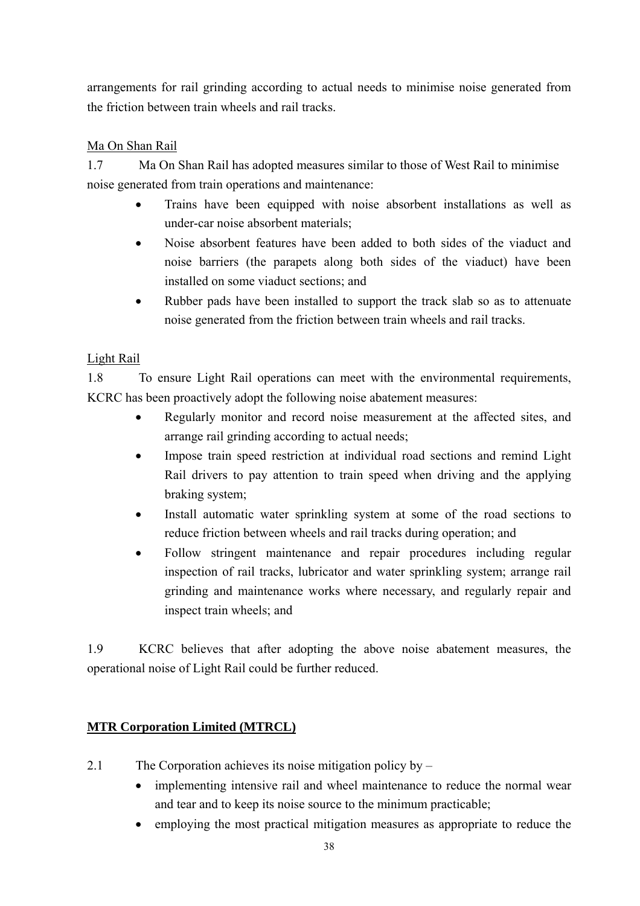arrangements for rail grinding according to actual needs to minimise noise generated from the friction between train wheels and rail tracks.

<u>Ma On Shan Rail</u>

1.7 Ma On Shan Rail has adopted measures similar to those of West Rail to minimise noise generated from train operations and maintenance:

- Trains have been equipped with noise absorbent installations as well as under-car noise absorbent materials;
- Noise absorbent features have been added to both sides of the viaduct and noise barriers (the parapets along both sides of the viaduct) have been installed on some viaduct sections; and
- Rubber pads have been installed to support the track slab so as to attenuate noise generated from the friction between train wheels and rail tracks.

<u>Light Rail</u>

1.8 To ensure Light Rail operations can meet with the environmental requirements, KCRC has been proactively adopt the following noise abatement measures:

- Regularly monitor and record noise measurement at the affected sites, and arrange rail grinding according to actual needs;
- Impose train speed restriction at individual road sections and remind Light Rail drivers to pay attention to train speed when driving and the applying braking system;
- Install automatic water sprinkling system at some of the road sections to reduce friction between wheels and rail tracks during operation; and
- Follow stringent maintenance and repair procedures including regular inspection of rail tracks, lubricator and water sprinkling system; arrange rail grinding and maintenance works where necessary, and regularly repair and inspect train wheels; and

1.9 KCRC believes that after adopting the above noise abatement measures, the operational noise of Light Rail could be further reduced.

**<u>MTR Corporation Limited (MTRCL)</u>**

2.1 The Corporation achieves its noise mitigation policy by –

- implementing intensive rail and wheel maintenance to reduce the normal wear and tear and to keep its noise source to the minimum practicable;
- employing the most practical mitigation measures as appropriate to reduce the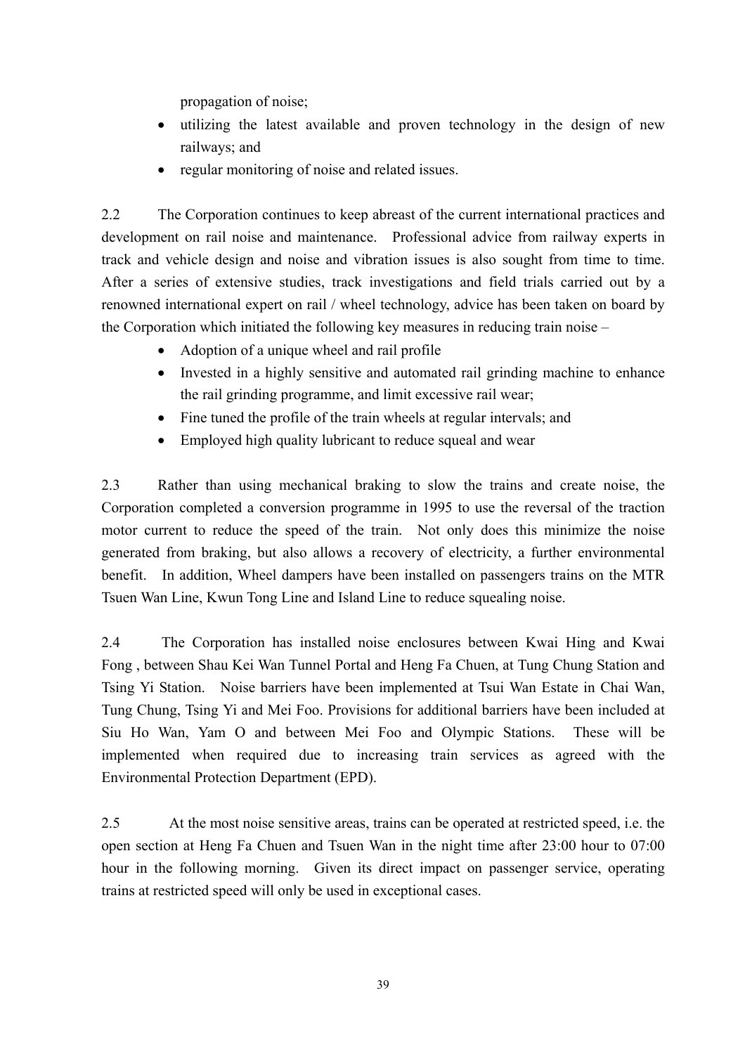propagation of noise;

- utilizing the latest available and proven technology in the design of new railways; and
- regular monitoring of noise and related issues.

2.2 The Corporation continues to keep abreast of the current international practices and development on rail noise and maintenance. Professional advice from railway experts in track and vehicle design and noise and vibration issues is also sought from time to time. After a series of extensive studies, track investigations and field trials carried out by a renowned international expert on rail / wheel technology, advice has been taken on board by the Corporation which initiated the following key measures in reducing train noise –

- Adoption of a unique wheel and rail profile
- Invested in a highly sensitive and automated rail grinding machine to enhance the rail grinding programme, and limit excessive rail wear;
- Fine tuned the profile of the train wheels at regular intervals; and
- Employed high quality lubricant to reduce squeal and wear

2.3 Rather than using mechanical braking to slow the trains and create noise, the Corporation completed a conversion programme in 1995 to use the reversal of the traction motor current to reduce the speed of the train. Not only does this minimize the noise generated from braking, but also allows a recovery of electricity, a further environmental benefit. In addition, Wheel dampers have been installed on passengers trains on the MTR Tsuen Wan Line, Kwun Tong Line and Island Line to reduce squealing noise.

2.4 The Corporation has installed noise enclosures between Kwai Hing and Kwai Fong , between Shau Kei Wan Tunnel Portal and Heng Fa Chuen, at Tung Chung Station and Tsing Yi Station. Noise barriers have been implemented at Tsui Wan Estate in Chai Wan, Tung Chung, Tsing Yi and Mei Foo. Provisions for additional barriers have been included at Siu Ho Wan, Yam O and between Mei Foo and Olympic Stations. These will be implemented when required due to increasing train services as agreed with the Environmental Protection Department (EPD).

2.5 At the most noise sensitive areas, trains can be operated at restricted speed, i.e. the open section at Heng Fa Chuen and Tsuen Wan in the night time after 23:00 hour to 07:00 hour in the following morning. Given its direct impact on passenger service, operating trains at restricted speed will only be used in exceptional cases.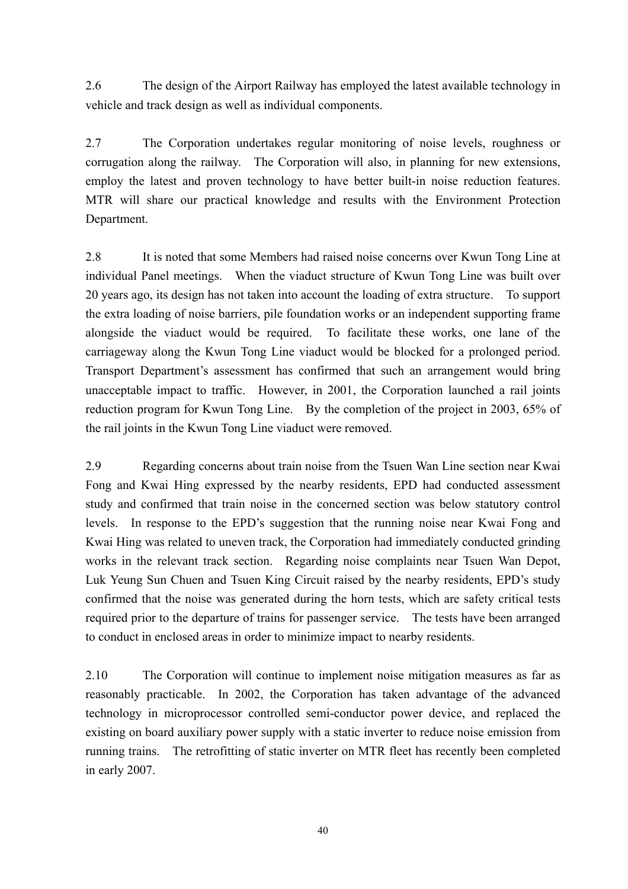2.6 The design of the Airport Railway has employed the latest available technology in vehicle and track design as well as individual components.

2.7 The Corporation undertakes regular monitoring of noise levels, roughness or corrugation along the railway. The Corporation will also, in planning for new extensions, employ the latest and proven technology to have better built-in noise reduction features. MTR will share our practical knowledge and results with the Environment Protection Department.

2.8 It is noted that some Members had raised noise concerns over Kwun Tong Line at individual Panel meetings. When the viaduct structure of Kwun Tong Line was built over 20 years ago, its design has not taken into account the loading of extra structure. To support the extra loading of noise barriers, pile foundation works or an independent supporting frame alongside the viaduct would be required. To facilitate these works, one lane of the carriageway along the Kwun Tong Line viaduct would be blocked for a prolonged period. Transport Department's assessment has confirmed that such an arrangement would bring unacceptable impact to traffic. However, in 2001, the Corporation launched a rail joints reduction program for Kwun Tong Line. By the completion of the project in 2003, 65% of the rail joints in the Kwun Tong Line viaduct were removed.

2.9 Regarding concerns about train noise from the Tsuen Wan Line section near Kwai Fong and Kwai Hing expressed by the nearby residents, EPD had conducted assessment study and confirmed that train noise in the concerned section was below statutory control levels. In response to the EPD's suggestion that the running noise near Kwai Fong and Kwai Hing was related to uneven track, the Corporation had immediately conducted grinding works in the relevant track section. Regarding noise complaints near Tsuen Wan Depot, Luk Yeung Sun Chuen and Tsuen King Circuit raised by the nearby residents, EPD's study confirmed that the noise was generated during the horn tests, which are safety critical tests required prior to the departure of trains for passenger service. The tests have been arranged to conduct in enclosed areas in order to minimize impact to nearby residents.

2.10 The Corporation will continue to implement noise mitigation measures as far as reasonably practicable. In 2002, the Corporation has taken advantage of the advanced technology in microprocessor controlled semi-conductor power device, and replaced the existing on board auxiliary power supply with a static inverter to reduce noise emission from running trains. The retrofitting of static inverter on MTR fleet has recently been completed in early 2007.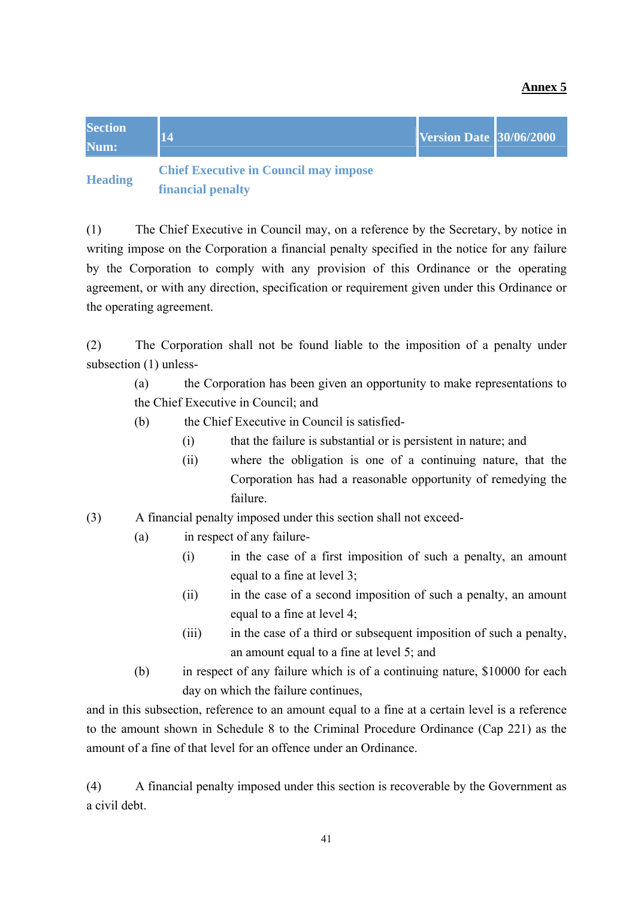**Annex 5**

| Section Num: | 14 | Version Date | 30/06/2000 |
|---|---|---|---|

| | |
|---|---|
| **Heading** | **Chief Executive in Council may impose financial penalty** |

(1) The Chief Executive in Council may, on a reference by the Secretary, by notice in writing impose on the Corporation a financial penalty specified in the notice for any failure by the Corporation to comply with any provision of this Ordinance or the operating agreement, or with any direction, specification or requirement given under this Ordinance or the operating agreement.

(2) The Corporation shall not be found liable to the imposition of a penalty under subsection (1) unless-

- (a) the Corporation has been given an opportunity to make representations to the Chief Executive in Council; and
- (b) the Chief Executive in Council is satisfied-
  - (i) that the failure is substantial or is persistent in nature; and
  - (ii) where the obligation is one of a continuing nature, that the Corporation has had a reasonable opportunity of remedying the failure.

(3) A financial penalty imposed under this section shall not exceed-

- (a) in respect of any failure-
  - (i) in the case of a first imposition of such a penalty, an amount equal to a fine at level 3;
  - (ii) in the case of a second imposition of such a penalty, an amount equal to a fine at level 4;
  - (iii) in the case of a third or subsequent imposition of such a penalty, an amount equal to a fine at level 5; and
- (b) in respect of any failure which is of a continuing nature, $10000 for each day on which the failure continues,

and in this subsection, reference to an amount equal to a fine at a certain level is a reference to the amount shown in Schedule 8 to the Criminal Procedure Ordinance (Cap 221) as the amount of a fine of that level for an offence under an Ordinance.

(4) A financial penalty imposed under this section is recoverable by the Government as a civil debt.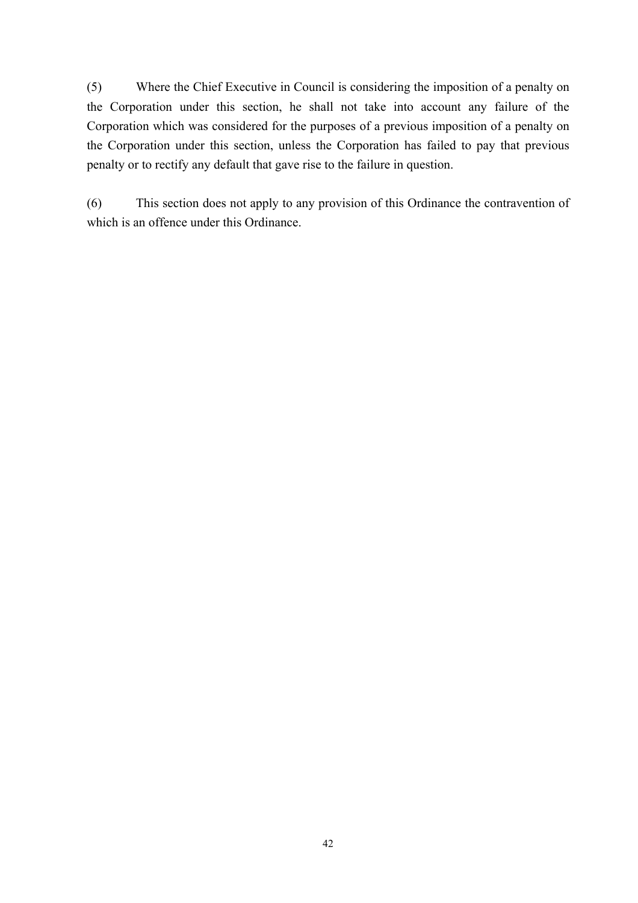(5) Where the Chief Executive in Council is considering the imposition of a penalty on the Corporation under this section, he shall not take into account any failure of the Corporation which was considered for the purposes of a previous imposition of a penalty on the Corporation under this section, unless the Corporation has failed to pay that previous penalty or to rectify any default that gave rise to the failure in question.

(6) This section does not apply to any provision of this Ordinance the contravention of which is an offence under this Ordinance.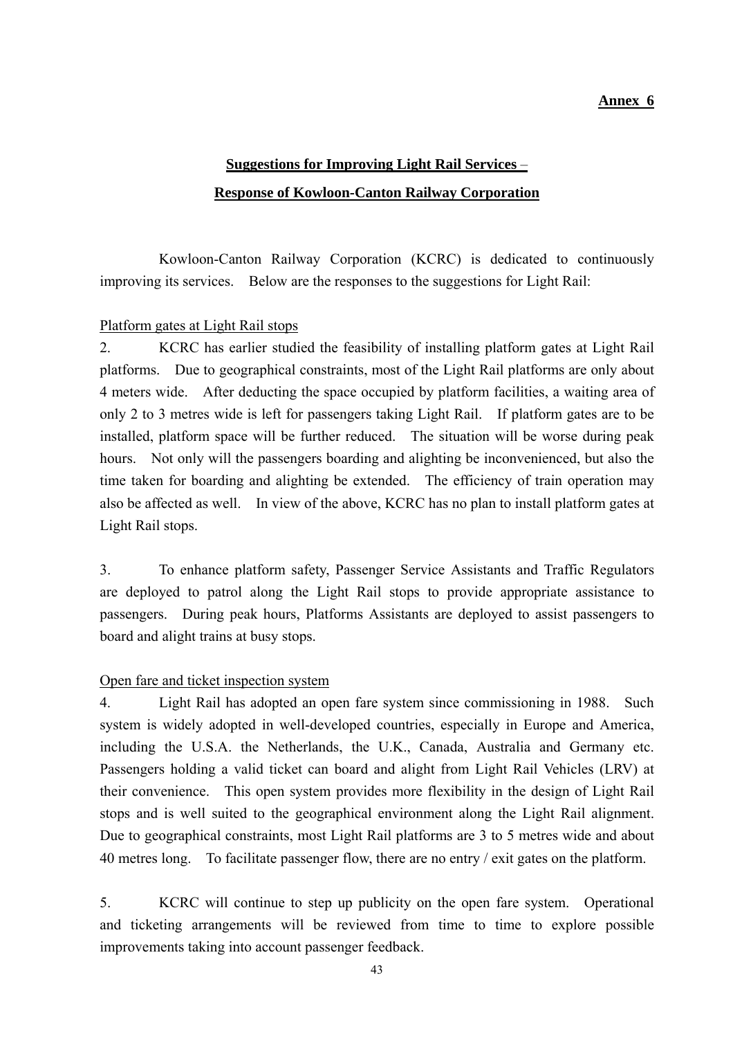**Annex 6**

## Suggestions for Improving Light Rail Services – Response of Kowloon-Canton Railway Corporation

Kowloon-Canton Railway Corporation (KCRC) is dedicated to continuously improving its services. Below are the responses to the suggestions for Light Rail:

Platform gates at Light Rail stops

2. KCRC has earlier studied the feasibility of installing platform gates at Light Rail platforms. Due to geographical constraints, most of the Light Rail platforms are only about 4 meters wide. After deducting the space occupied by platform facilities, a waiting area of only 2 to 3 metres wide is left for passengers taking Light Rail. If platform gates are to be installed, platform space will be further reduced. The situation will be worse during peak hours. Not only will the passengers boarding and alighting be inconvenienced, but also the time taken for boarding and alighting be extended. The efficiency of train operation may also be affected as well. In view of the above, KCRC has no plan to install platform gates at Light Rail stops.

3. To enhance platform safety, Passenger Service Assistants and Traffic Regulators are deployed to patrol along the Light Rail stops to provide appropriate assistance to passengers. During peak hours, Platforms Assistants are deployed to assist passengers to board and alight trains at busy stops.

Open fare and ticket inspection system

4. Light Rail has adopted an open fare system since commissioning in 1988. Such system is widely adopted in well-developed countries, especially in Europe and America, including the U.S.A. the Netherlands, the U.K., Canada, Australia and Germany etc. Passengers holding a valid ticket can board and alight from Light Rail Vehicles (LRV) at their convenience. This open system provides more flexibility in the design of Light Rail stops and is well suited to the geographical environment along the Light Rail alignment. Due to geographical constraints, most Light Rail platforms are 3 to 5 metres wide and about 40 metres long. To facilitate passenger flow, there are no entry / exit gates on the platform.

5. KCRC will continue to step up publicity on the open fare system. Operational and ticketing arrangements will be reviewed from time to time to explore possible improvements taking into account passenger feedback.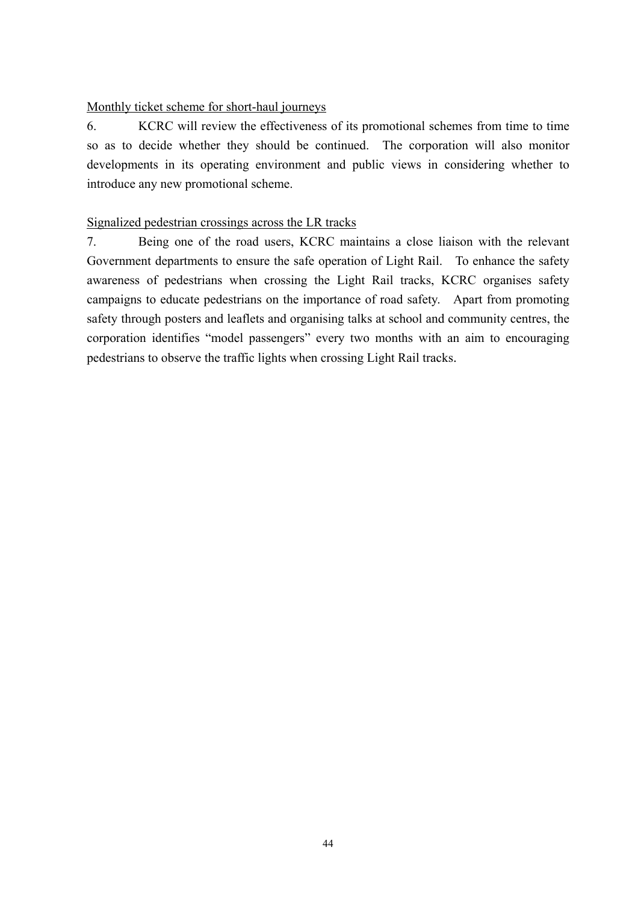Monthly ticket scheme for short-haul journeys

6. KCRC will review the effectiveness of its promotional schemes from time to time so as to decide whether they should be continued. The corporation will also monitor developments in its operating environment and public views in considering whether to introduce any new promotional scheme.

Signalized pedestrian crossings across the LR tracks

7. Being one of the road users, KCRC maintains a close liaison with the relevant Government departments to ensure the safe operation of Light Rail. To enhance the safety awareness of pedestrians when crossing the Light Rail tracks, KCRC organises safety campaigns to educate pedestrians on the importance of road safety. Apart from promoting safety through posters and leaflets and organising talks at school and community centres, the corporation identifies "model passengers" every two months with an aim to encouraging pedestrians to observe the traffic lights when crossing Light Rail tracks.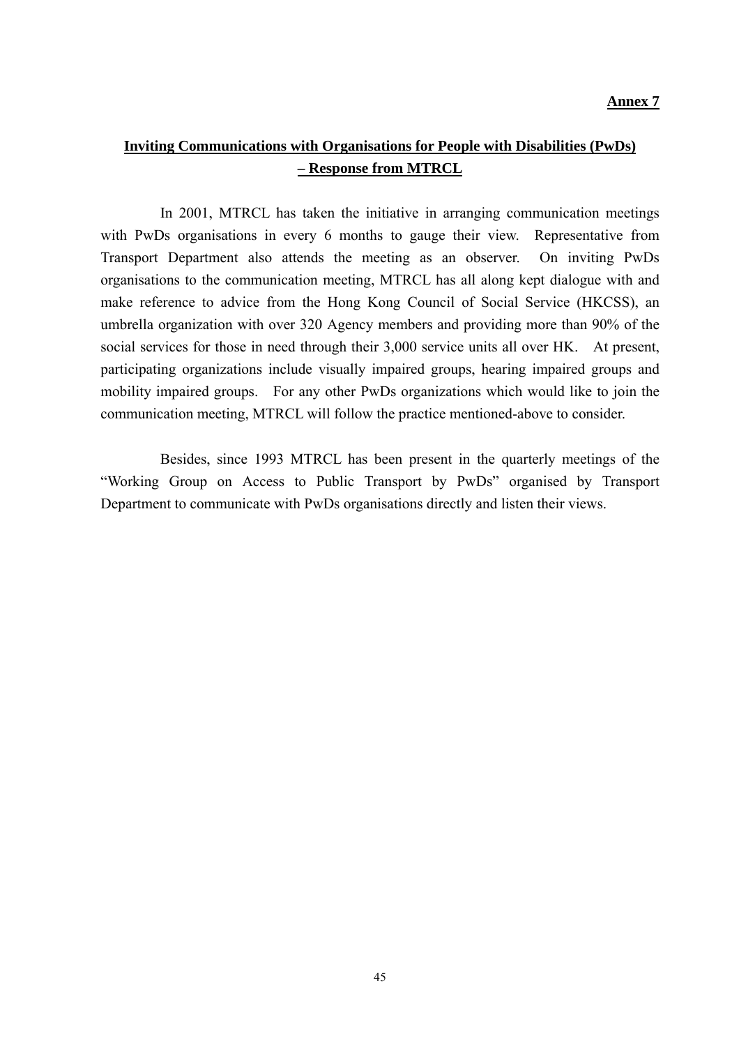**Annex 7**

## Inviting Communications with Organisations for People with Disabilities (PwDs) – Response from MTRCL

In 2001, MTRCL has taken the initiative in arranging communication meetings with PwDs organisations in every 6 months to gauge their view. Representative from Transport Department also attends the meeting as an observer. On inviting PwDs organisations to the communication meeting, MTRCL has all along kept dialogue with and make reference to advice from the Hong Kong Council of Social Service (HKCSS), an umbrella organization with over 320 Agency members and providing more than 90% of the social services for those in need through their 3,000 service units all over HK. At present, participating organizations include visually impaired groups, hearing impaired groups and mobility impaired groups. For any other PwDs organizations which would like to join the communication meeting, MTRCL will follow the practice mentioned-above to consider.

Besides, since 1993 MTRCL has been present in the quarterly meetings of the "Working Group on Access to Public Transport by PwDs" organised by Transport Department to communicate with PwDs organisations directly and listen their views.